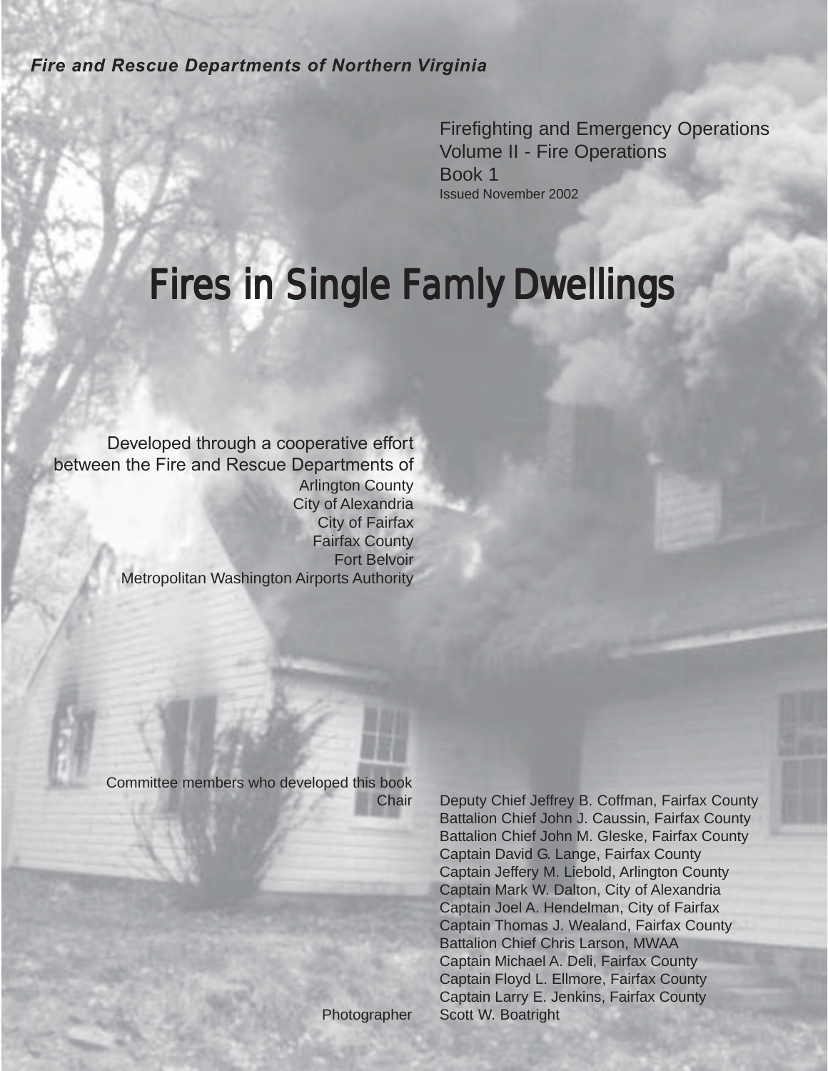***Fire and Rescue Departments of Northern Virginia***

Firefighting and Emergency Operations
Volume II - Fire Operations
Book 1
Issued November 2002

# Fires in Single Famly Dwellings

Developed through a cooperative effort between the Fire and Rescue Departments of
Arlington County
City of Alexandria
City of Fairfax
Fairfax County
Fort Belvoir
Metropolitan Washington Airports Authority

Committee members who developed this book

Chair: Deputy Chief Jeffrey B. Coffman, Fairfax County
Battalion Chief John J. Caussin, Fairfax County
Battalion Chief John M. Gleske, Fairfax County
Captain David G. Lange, Fairfax County
Captain Jeffery M. Liebold, Arlington County
Captain Mark W. Dalton, City of Alexandria
Captain Joel A. Hendelman, City of Fairfax
Captain Thomas J. Wealand, Fairfax County
Battalion Chief Chris Larson, MWAA
Captain Michael A. Deli, Fairfax County
Captain Floyd L. Ellmore, Fairfax County
Captain Larry E. Jenkins, Fairfax County

Photographer: Scott W. Boatright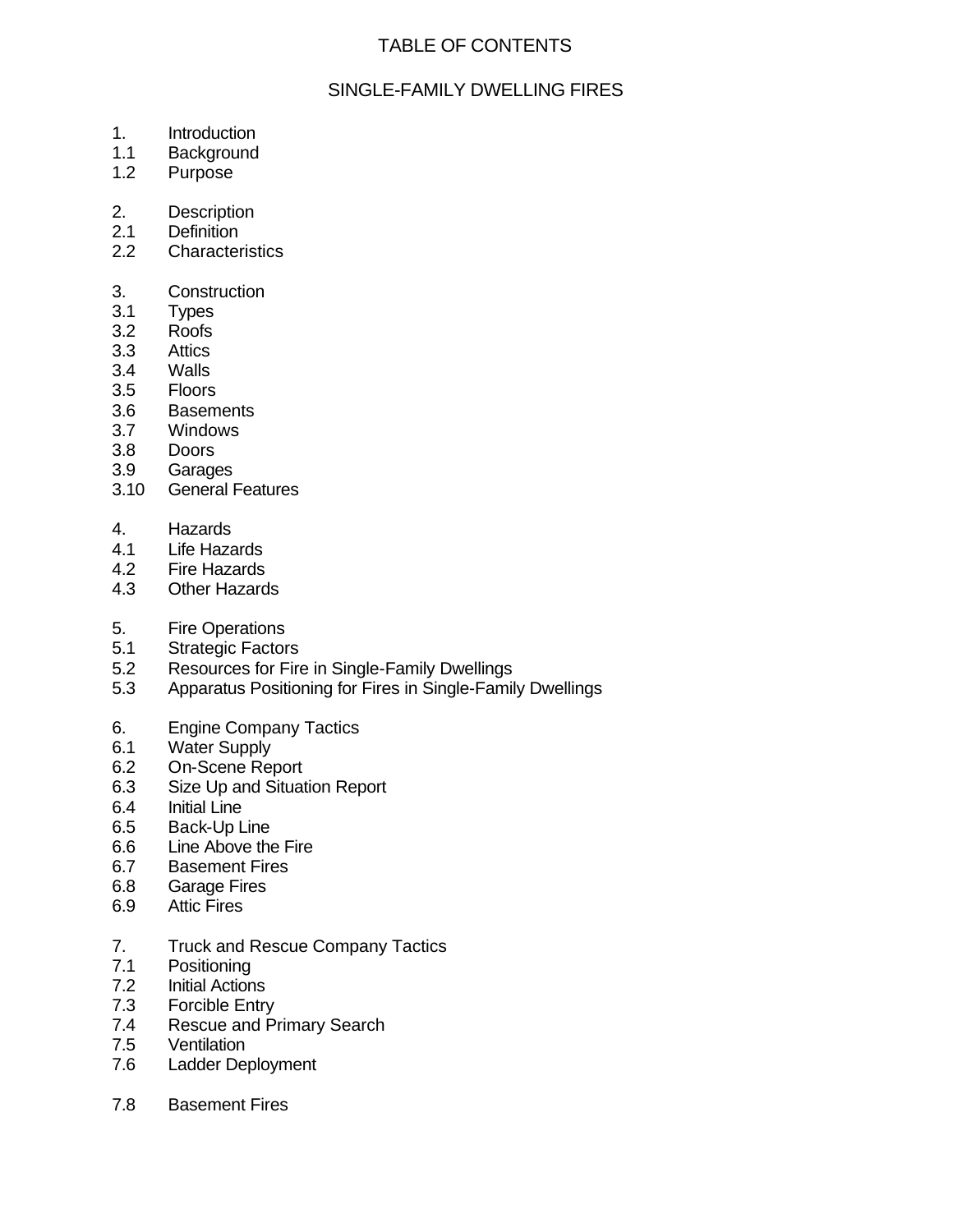# TABLE OF CONTENTS

## SINGLE-FAMILY DWELLING FIRES

1. Introduction
1.1 Background
1.2 Purpose

2. Description
2.1 Definition
2.2 Characteristics

3. Construction
3.1 Types
3.2 Roofs
3.3 Attics
3.4 Walls
3.5 Floors
3.6 Basements
3.7 Windows
3.8 Doors
3.9 Garages
3.10 General Features

4. Hazards
4.1 Life Hazards
4.2 Fire Hazards
4.3 Other Hazards

5. Fire Operations
5.1 Strategic Factors
5.2 Resources for Fire in Single-Family Dwellings
5.3 Apparatus Positioning for Fires in Single-Family Dwellings

6. Engine Company Tactics
6.1 Water Supply
6.2 On-Scene Report
6.3 Size Up and Situation Report
6.4 Initial Line
6.5 Back-Up Line
6.6 Line Above the Fire
6.7 Basement Fires
6.8 Garage Fires
6.9 Attic Fires

7. Truck and Rescue Company Tactics
7.1 Positioning
7.2 Initial Actions
7.3 Forcible Entry
7.4 Rescue and Primary Search
7.5 Ventilation
7.6 Ladder Deployment

7.8 Basement Fires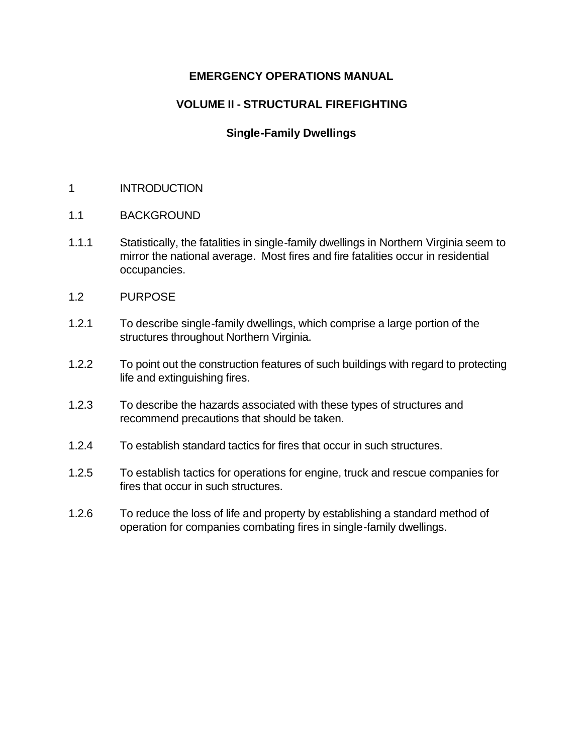# EMERGENCY OPERATIONS MANUAL

## VOLUME II - STRUCTURAL FIREFIGHTING

### Single-Family Dwellings

1 INTRODUCTION

1.1 BACKGROUND

1.1.1 Statistically, the fatalities in single-family dwellings in Northern Virginia seem to mirror the national average. Most fires and fire fatalities occur in residential occupancies.

1.2 PURPOSE

1.2.1 To describe single-family dwellings, which comprise a large portion of the structures throughout Northern Virginia.

1.2.2 To point out the construction features of such buildings with regard to protecting life and extinguishing fires.

1.2.3 To describe the hazards associated with these types of structures and recommend precautions that should be taken.

1.2.4 To establish standard tactics for fires that occur in such structures.

1.2.5 To establish tactics for operations for engine, truck and rescue companies for fires that occur in such structures.

1.2.6 To reduce the loss of life and property by establishing a standard method of operation for companies combating fires in single-family dwellings.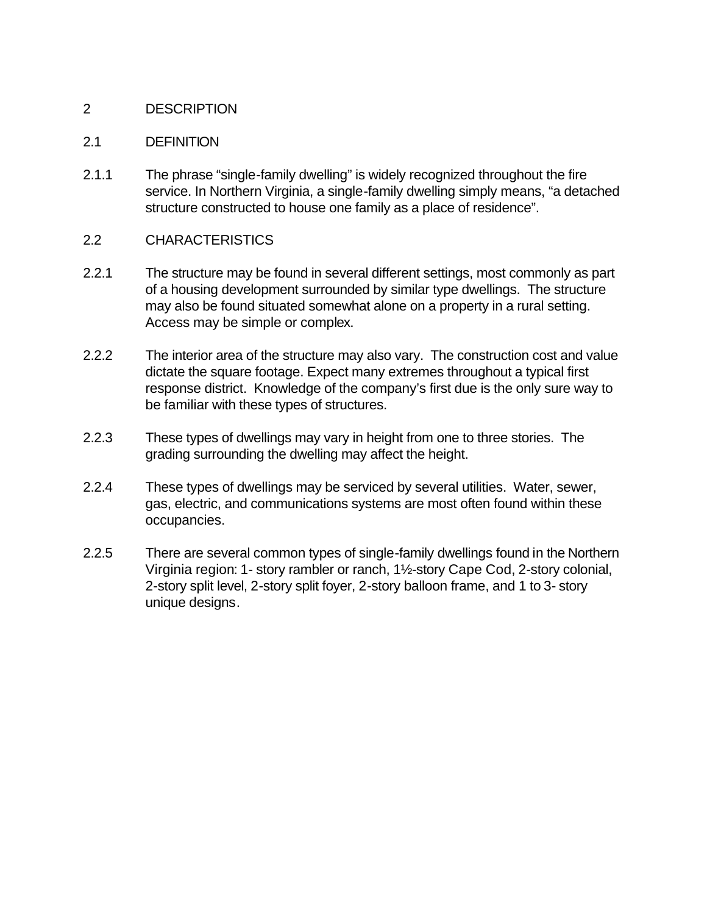# 2 DESCRIPTION

## 2.1 DEFINITION

2.1.1 The phrase "single-family dwelling" is widely recognized throughout the fire service. In Northern Virginia, a single-family dwelling simply means, "a detached structure constructed to house one family as a place of residence".

## 2.2 CHARACTERISTICS

2.2.1 The structure may be found in several different settings, most commonly as part of a housing development surrounded by similar type dwellings. The structure may also be found situated somewhat alone on a property in a rural setting. Access may be simple or complex.

2.2.2 The interior area of the structure may also vary. The construction cost and value dictate the square footage. Expect many extremes throughout a typical first response district. Knowledge of the company's first due is the only sure way to be familiar with these types of structures.

2.2.3 These types of dwellings may vary in height from one to three stories. The grading surrounding the dwelling may affect the height.

2.2.4 These types of dwellings may be serviced by several utilities. Water, sewer, gas, electric, and communications systems are most often found within these occupancies.

2.2.5 There are several common types of single-family dwellings found in the Northern Virginia region: 1- story rambler or ranch, 1½-story Cape Cod, 2-story colonial, 2-story split level, 2-story split foyer, 2-story balloon frame, and 1 to 3- story unique designs.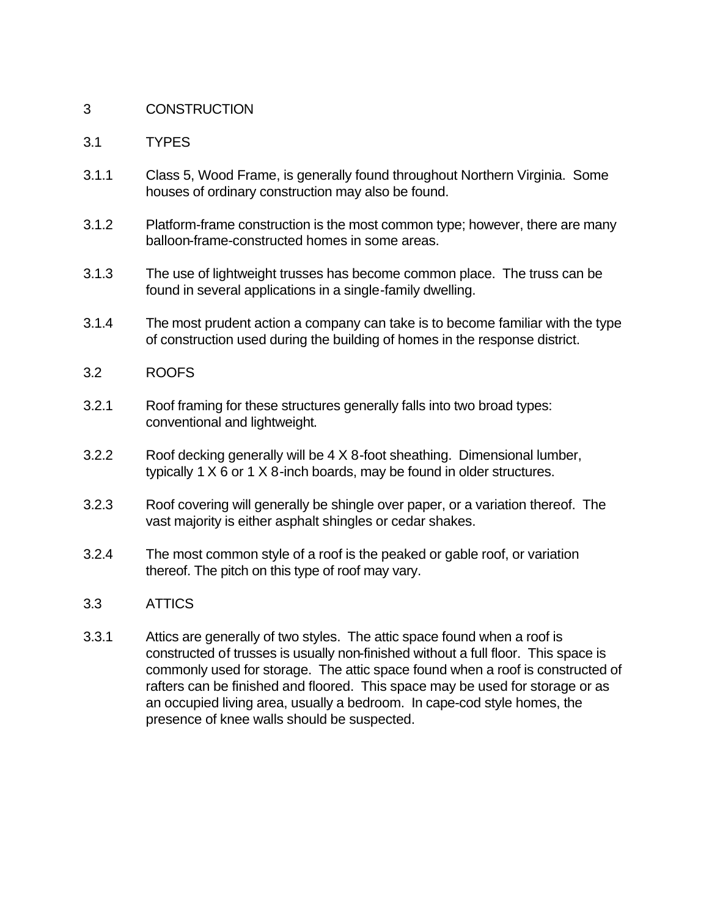## 3 CONSTRUCTION

### 3.1 TYPES

3.1.1 Class 5, Wood Frame, is generally found throughout Northern Virginia. Some houses of ordinary construction may also be found.

3.1.2 Platform-frame construction is the most common type; however, there are many balloon-frame-constructed homes in some areas.

3.1.3 The use of lightweight trusses has become common place. The truss can be found in several applications in a single-family dwelling.

3.1.4 The most prudent action a company can take is to become familiar with the type of construction used during the building of homes in the response district.

### 3.2 ROOFS

3.2.1 Roof framing for these structures generally falls into two broad types: conventional and lightweight.

3.2.2 Roof decking generally will be 4 X 8-foot sheathing. Dimensional lumber, typically 1 X 6 or 1 X 8-inch boards, may be found in older structures.

3.2.3 Roof covering will generally be shingle over paper, or a variation thereof. The vast majority is either asphalt shingles or cedar shakes.

3.2.4 The most common style of a roof is the peaked or gable roof, or variation thereof. The pitch on this type of roof may vary.

### 3.3 ATTICS

3.3.1 Attics are generally of two styles. The attic space found when a roof is constructed of trusses is usually non-finished without a full floor. This space is commonly used for storage. The attic space found when a roof is constructed of rafters can be finished and floored. This space may be used for storage or as an occupied living area, usually a bedroom. In cape-cod style homes, the presence of knee walls should be suspected.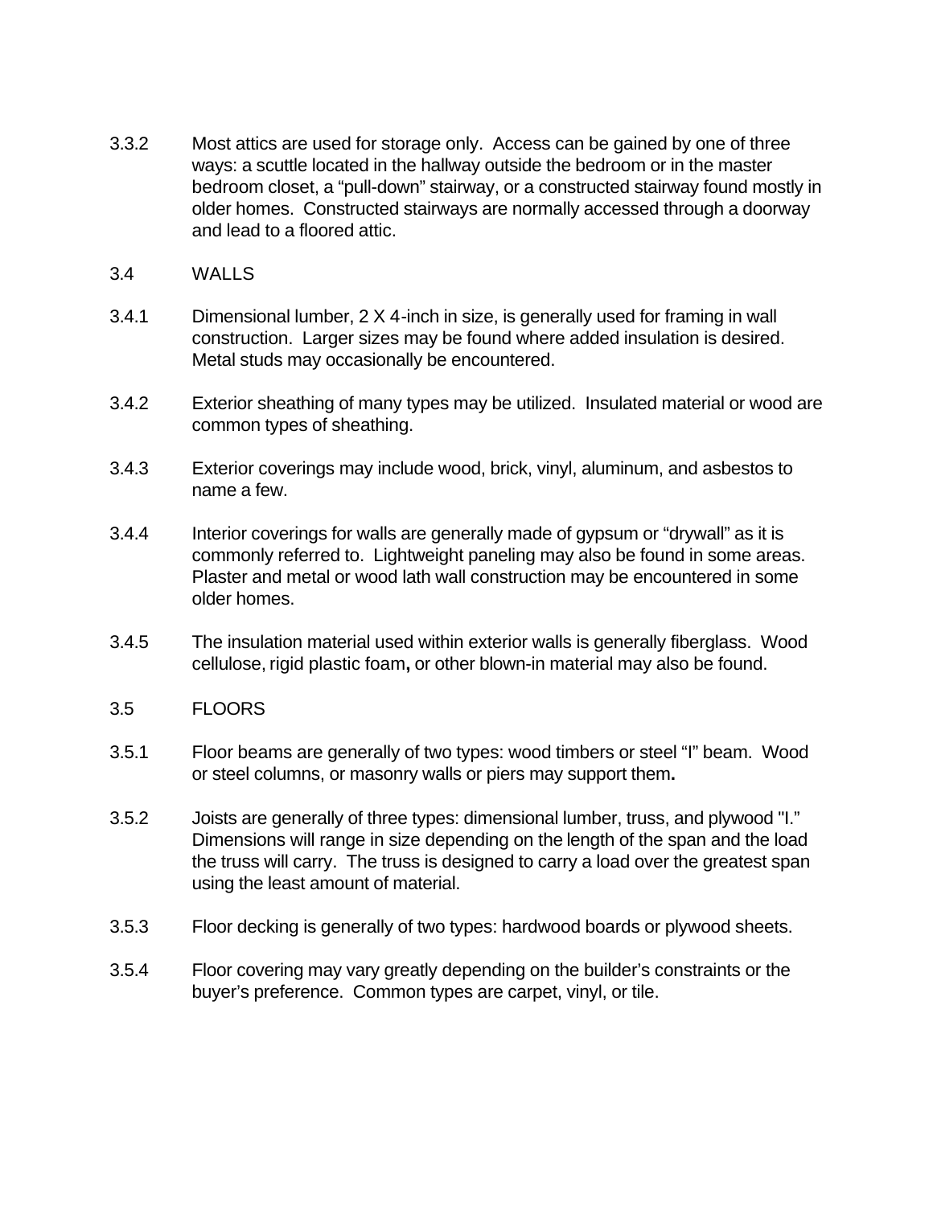3.3.2 Most attics are used for storage only. Access can be gained by one of three ways: a scuttle located in the hallway outside the bedroom or in the master bedroom closet, a "pull-down" stairway, or a constructed stairway found mostly in older homes. Constructed stairways are normally accessed through a doorway and lead to a floored attic.

## 3.4 WALLS

3.4.1 Dimensional lumber, 2 X 4-inch in size, is generally used for framing in wall construction. Larger sizes may be found where added insulation is desired. Metal studs may occasionally be encountered.

3.4.2 Exterior sheathing of many types may be utilized. Insulated material or wood are common types of sheathing.

3.4.3 Exterior coverings may include wood, brick, vinyl, aluminum, and asbestos to name a few.

3.4.4 Interior coverings for walls are generally made of gypsum or "drywall" as it is commonly referred to. Lightweight paneling may also be found in some areas. Plaster and metal or wood lath wall construction may be encountered in some older homes.

3.4.5 The insulation material used within exterior walls is generally fiberglass. Wood cellulose, rigid plastic foam**,** or other blown-in material may also be found.

## 3.5 FLOORS

3.5.1 Floor beams are generally of two types: wood timbers or steel "I" beam. Wood or steel columns, or masonry walls or piers may support them**.**

3.5.2 Joists are generally of three types: dimensional lumber, truss, and plywood "I." Dimensions will range in size depending on the length of the span and the load the truss will carry. The truss is designed to carry a load over the greatest span using the least amount of material.

3.5.3 Floor decking is generally of two types: hardwood boards or plywood sheets.

3.5.4 Floor covering may vary greatly depending on the builder's constraints or the buyer's preference. Common types are carpet, vinyl, or tile.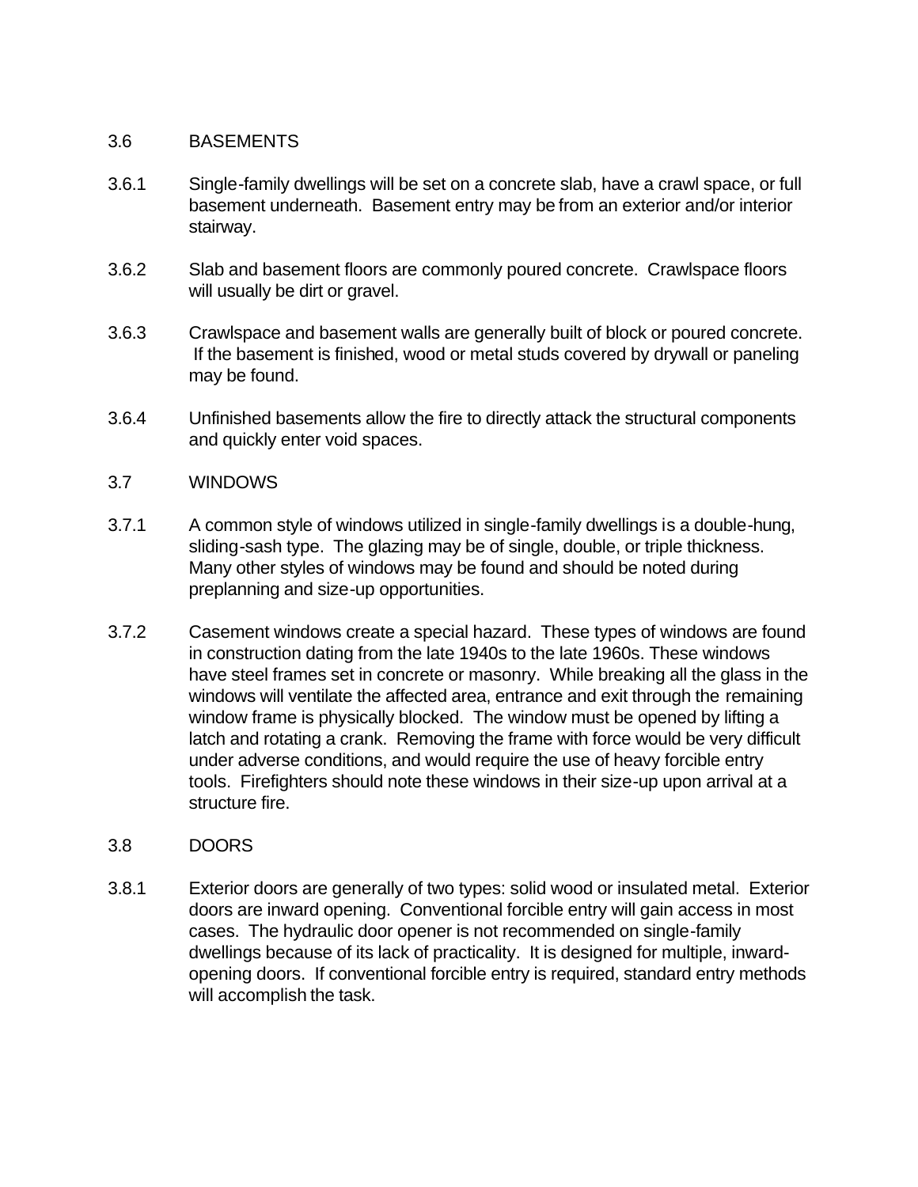## 3.6 BASEMENTS

3.6.1 Single-family dwellings will be set on a concrete slab, have a crawl space, or full basement underneath. Basement entry may be from an exterior and/or interior stairway.

3.6.2 Slab and basement floors are commonly poured concrete. Crawlspace floors will usually be dirt or gravel.

3.6.3 Crawlspace and basement walls are generally built of block or poured concrete. If the basement is finished, wood or metal studs covered by drywall or paneling may be found.

3.6.4 Unfinished basements allow the fire to directly attack the structural components and quickly enter void spaces.

## 3.7 WINDOWS

3.7.1 A common style of windows utilized in single-family dwellings is a double-hung, sliding-sash type. The glazing may be of single, double, or triple thickness. Many other styles of windows may be found and should be noted during preplanning and size-up opportunities.

3.7.2 Casement windows create a special hazard. These types of windows are found in construction dating from the late 1940s to the late 1960s. These windows have steel frames set in concrete or masonry. While breaking all the glass in the windows will ventilate the affected area, entrance and exit through the remaining window frame is physically blocked. The window must be opened by lifting a latch and rotating a crank. Removing the frame with force would be very difficult under adverse conditions, and would require the use of heavy forcible entry tools. Firefighters should note these windows in their size-up upon arrival at a structure fire.

## 3.8 DOORS

3.8.1 Exterior doors are generally of two types: solid wood or insulated metal. Exterior doors are inward opening. Conventional forcible entry will gain access in most cases. The hydraulic door opener is not recommended on single-family dwellings because of its lack of practicality. It is designed for multiple, inward-opening doors. If conventional forcible entry is required, standard entry methods will accomplish the task.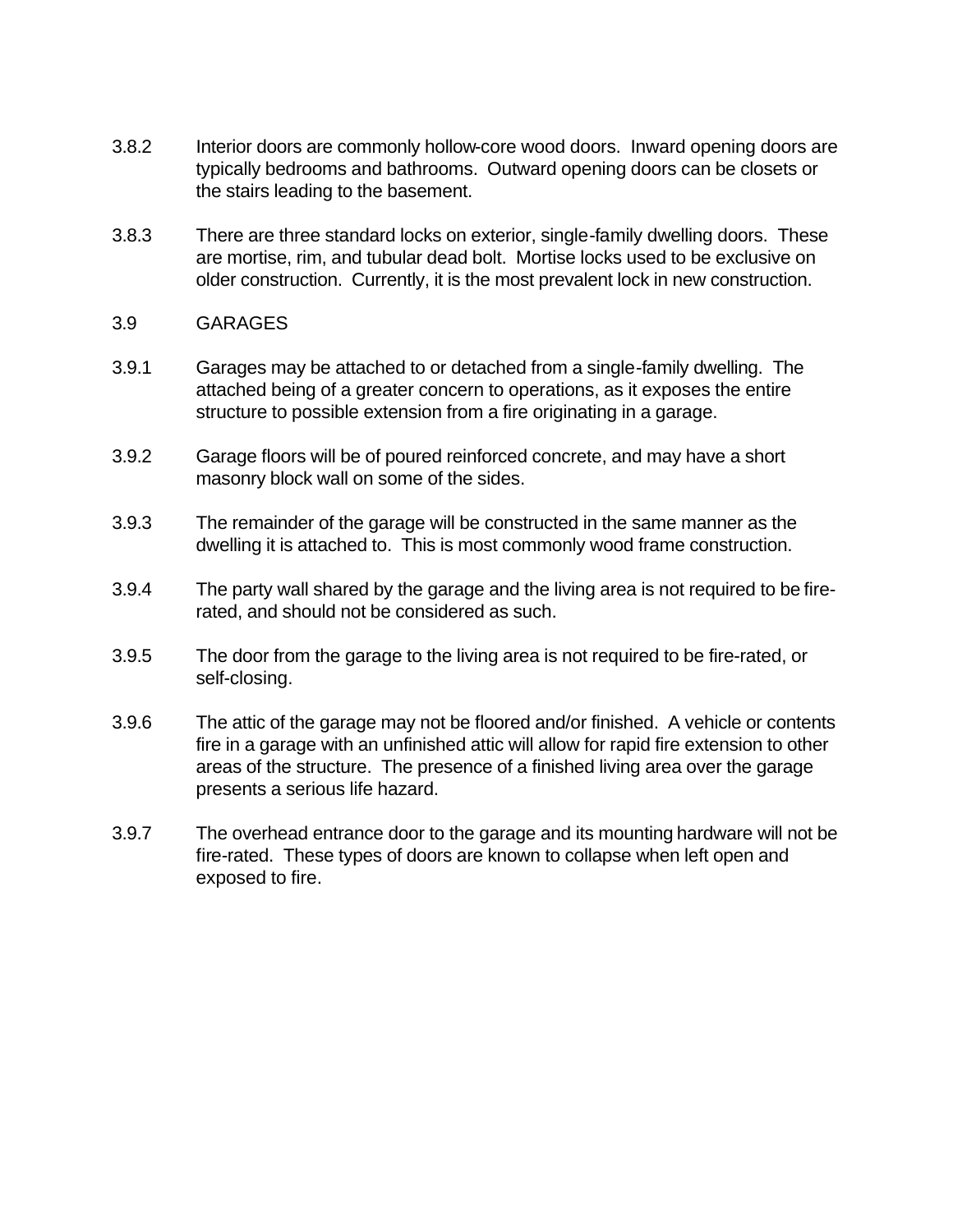3.8.2 Interior doors are commonly hollow-core wood doors. Inward opening doors are typically bedrooms and bathrooms. Outward opening doors can be closets or the stairs leading to the basement.

3.8.3 There are three standard locks on exterior, single-family dwelling doors. These are mortise, rim, and tubular dead bolt. Mortise locks used to be exclusive on older construction. Currently, it is the most prevalent lock in new construction.

## 3.9 GARAGES

3.9.1 Garages may be attached to or detached from a single-family dwelling. The attached being of a greater concern to operations, as it exposes the entire structure to possible extension from a fire originating in a garage.

3.9.2 Garage floors will be of poured reinforced concrete, and may have a short masonry block wall on some of the sides.

3.9.3 The remainder of the garage will be constructed in the same manner as the dwelling it is attached to. This is most commonly wood frame construction.

3.9.4 The party wall shared by the garage and the living area is not required to be fire-rated, and should not be considered as such.

3.9.5 The door from the garage to the living area is not required to be fire-rated, or self-closing.

3.9.6 The attic of the garage may not be floored and/or finished. A vehicle or contents fire in a garage with an unfinished attic will allow for rapid fire extension to other areas of the structure. The presence of a finished living area over the garage presents a serious life hazard.

3.9.7 The overhead entrance door to the garage and its mounting hardware will not be fire-rated. These types of doors are known to collapse when left open and exposed to fire.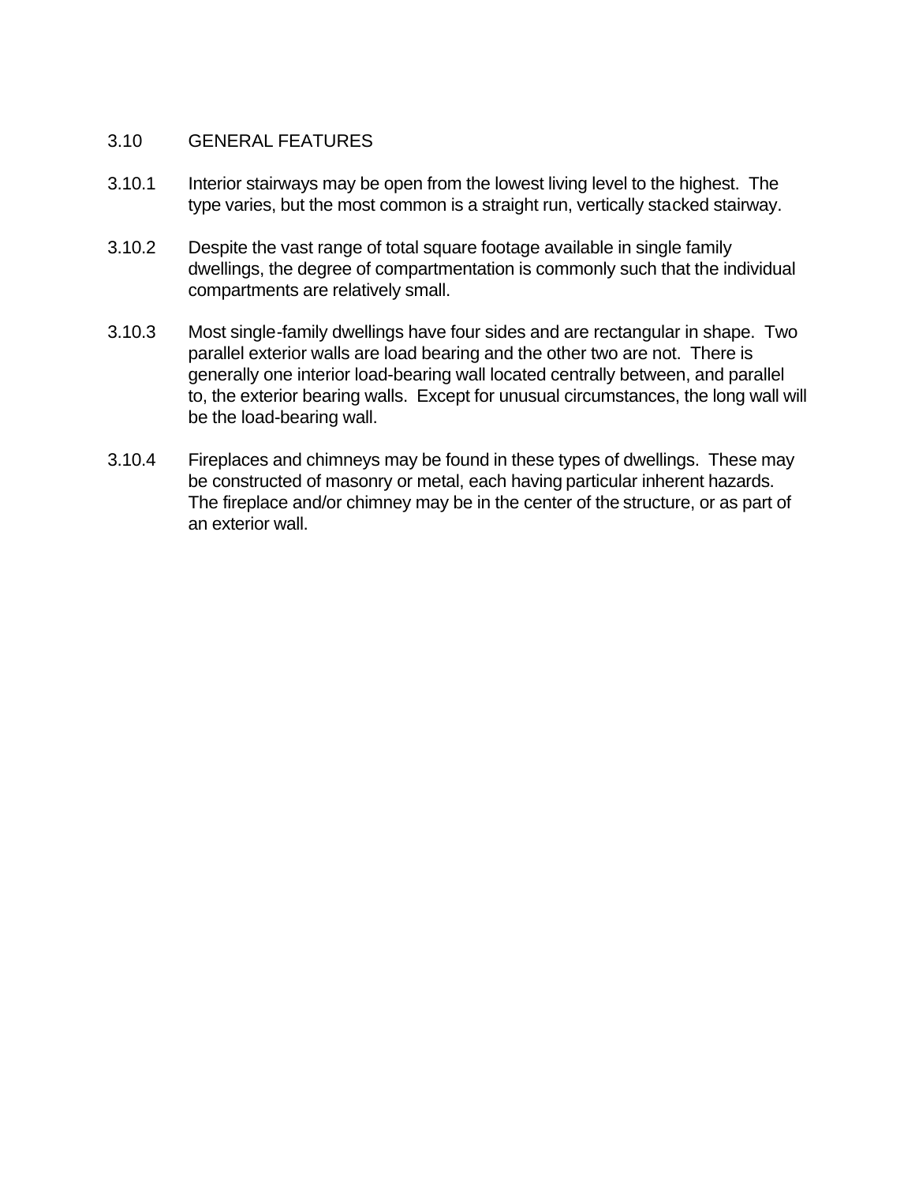## 3.10 GENERAL FEATURES

3.10.1 Interior stairways may be open from the lowest living level to the highest. The type varies, but the most common is a straight run, vertically stacked stairway.

3.10.2 Despite the vast range of total square footage available in single family dwellings, the degree of compartmentation is commonly such that the individual compartments are relatively small.

3.10.3 Most single-family dwellings have four sides and are rectangular in shape. Two parallel exterior walls are load bearing and the other two are not. There is generally one interior load-bearing wall located centrally between, and parallel to, the exterior bearing walls. Except for unusual circumstances, the long wall will be the load-bearing wall.

3.10.4 Fireplaces and chimneys may be found in these types of dwellings. These may be constructed of masonry or metal, each having particular inherent hazards. The fireplace and/or chimney may be in the center of the structure, or as part of an exterior wall.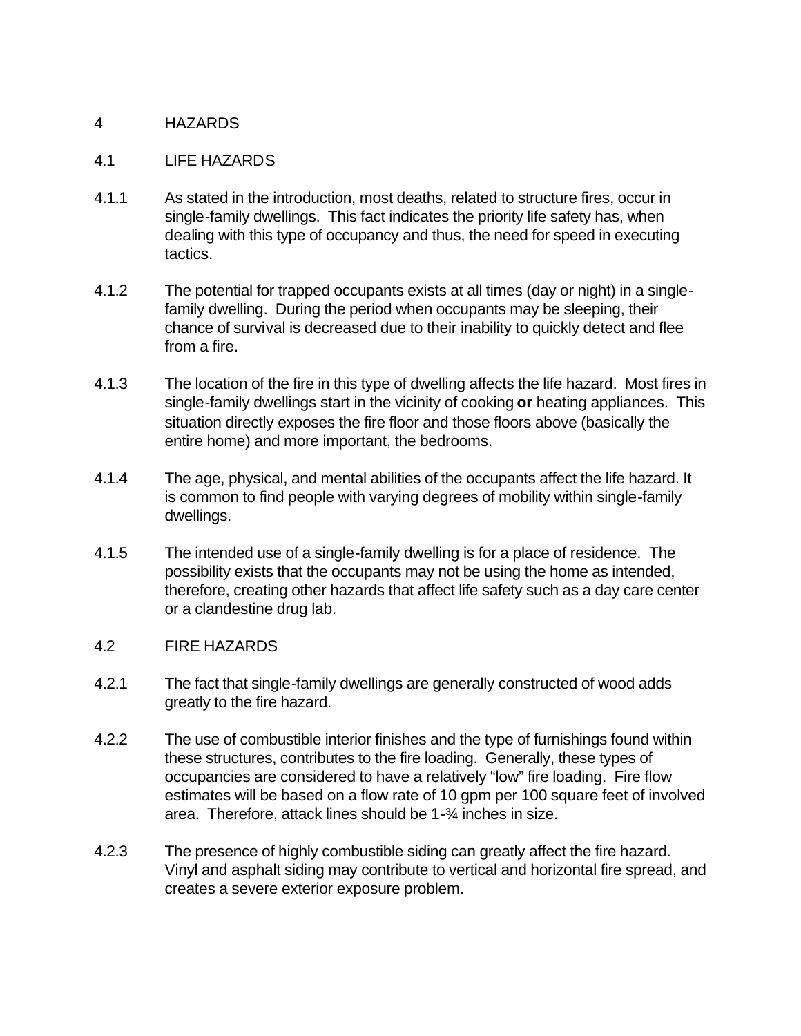# 4 HAZARDS

## 4.1 LIFE HAZARDS

4.1.1 As stated in the introduction, most deaths, related to structure fires, occur in single-family dwellings. This fact indicates the priority life safety has, when dealing with this type of occupancy and thus, the need for speed in executing tactics.

4.1.2 The potential for trapped occupants exists at all times (day or night) in a single-family dwelling. During the period when occupants may be sleeping, their chance of survival is decreased due to their inability to quickly detect and flee from a fire.

4.1.3 The location of the fire in this type of dwelling affects the life hazard. Most fires in single-family dwellings start in the vicinity of cooking **or** heating appliances. This situation directly exposes the fire floor and those floors above (basically the entire home) and more important, the bedrooms.

4.1.4 The age, physical, and mental abilities of the occupants affect the life hazard. It is common to find people with varying degrees of mobility within single-family dwellings.

4.1.5 The intended use of a single-family dwelling is for a place of residence. The possibility exists that the occupants may not be using the home as intended, therefore, creating other hazards that affect life safety such as a day care center or a clandestine drug lab.

## 4.2 FIRE HAZARDS

4.2.1 The fact that single-family dwellings are generally constructed of wood adds greatly to the fire hazard.

4.2.2 The use of combustible interior finishes and the type of furnishings found within these structures, contributes to the fire loading. Generally, these types of occupancies are considered to have a relatively "low" fire loading. Fire flow estimates will be based on a flow rate of 10 gpm per 100 square feet of involved area. Therefore, attack lines should be 1-¾ inches in size.

4.2.3 The presence of highly combustible siding can greatly affect the fire hazard. Vinyl and asphalt siding may contribute to vertical and horizontal fire spread, and creates a severe exterior exposure problem.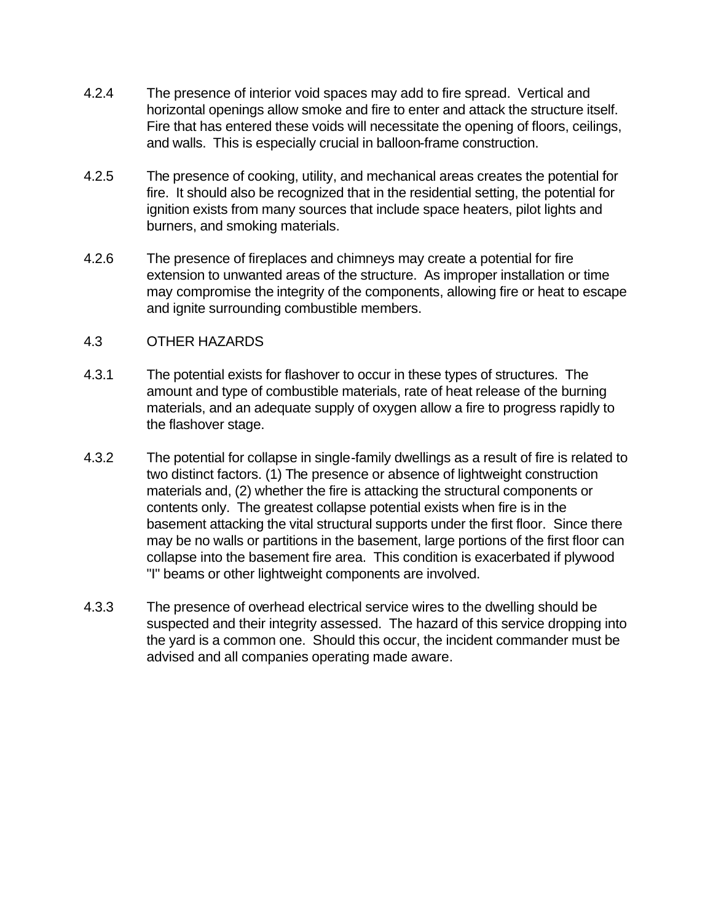4.2.4 The presence of interior void spaces may add to fire spread. Vertical and horizontal openings allow smoke and fire to enter and attack the structure itself. Fire that has entered these voids will necessitate the opening of floors, ceilings, and walls. This is especially crucial in balloon-frame construction.

4.2.5 The presence of cooking, utility, and mechanical areas creates the potential for fire. It should also be recognized that in the residential setting, the potential for ignition exists from many sources that include space heaters, pilot lights and burners, and smoking materials.

4.2.6 The presence of fireplaces and chimneys may create a potential for fire extension to unwanted areas of the structure. As improper installation or time may compromise the integrity of the components, allowing fire or heat to escape and ignite surrounding combustible members.

## 4.3 OTHER HAZARDS

4.3.1 The potential exists for flashover to occur in these types of structures. The amount and type of combustible materials, rate of heat release of the burning materials, and an adequate supply of oxygen allow a fire to progress rapidly to the flashover stage.

4.3.2 The potential for collapse in single-family dwellings as a result of fire is related to two distinct factors. (1) The presence or absence of lightweight construction materials and, (2) whether the fire is attacking the structural components or contents only. The greatest collapse potential exists when fire is in the basement attacking the vital structural supports under the first floor. Since there may be no walls or partitions in the basement, large portions of the first floor can collapse into the basement fire area. This condition is exacerbated if plywood "I" beams or other lightweight components are involved.

4.3.3 The presence of overhead electrical service wires to the dwelling should be suspected and their integrity assessed. The hazard of this service dropping into the yard is a common one. Should this occur, the incident commander must be advised and all companies operating made aware.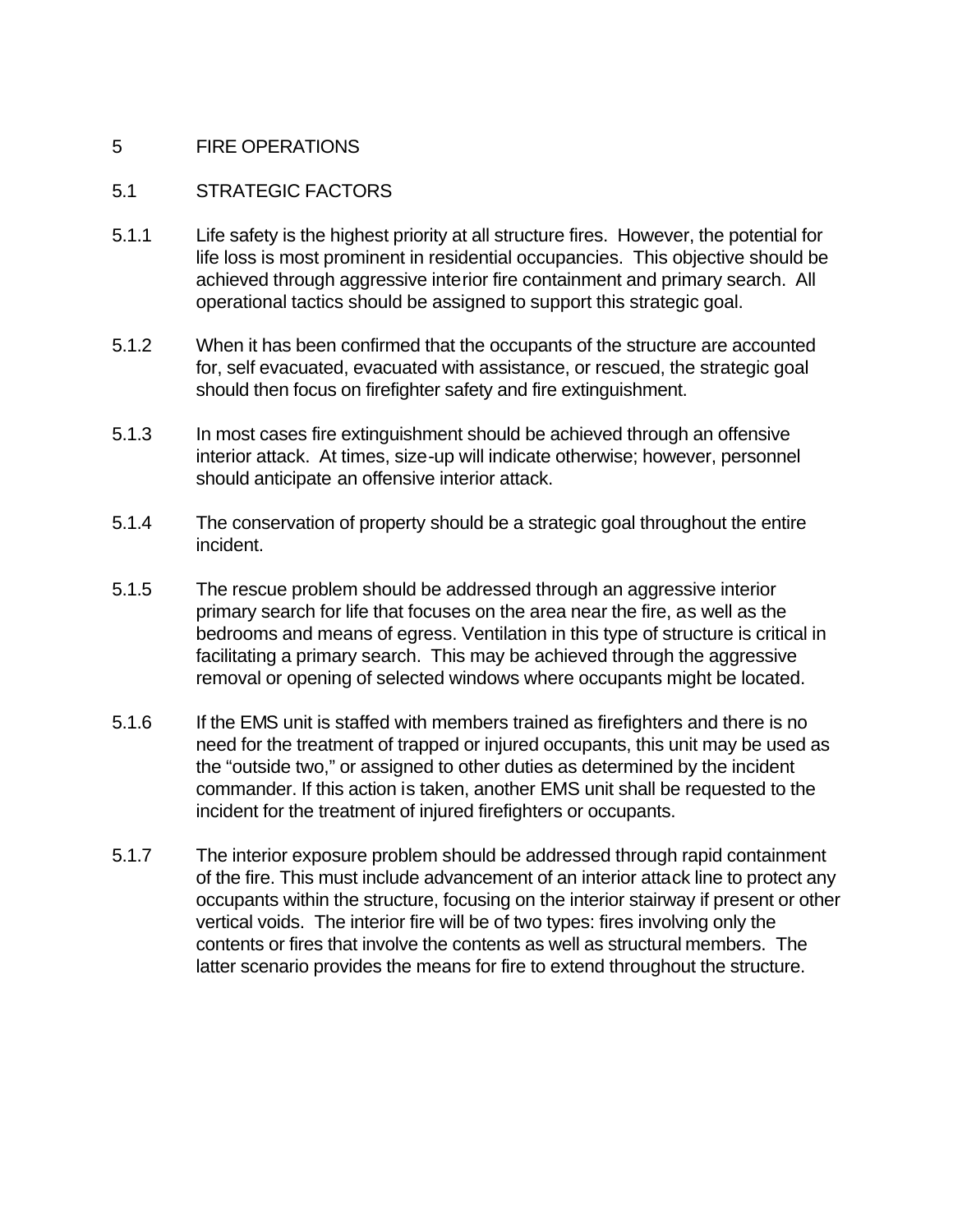# 5 FIRE OPERATIONS

## 5.1 STRATEGIC FACTORS

5.1.1 Life safety is the highest priority at all structure fires. However, the potential for life loss is most prominent in residential occupancies. This objective should be achieved through aggressive interior fire containment and primary search. All operational tactics should be assigned to support this strategic goal.

5.1.2 When it has been confirmed that the occupants of the structure are accounted for, self evacuated, evacuated with assistance, or rescued, the strategic goal should then focus on firefighter safety and fire extinguishment.

5.1.3 In most cases fire extinguishment should be achieved through an offensive interior attack. At times, size-up will indicate otherwise; however, personnel should anticipate an offensive interior attack.

5.1.4 The conservation of property should be a strategic goal throughout the entire incident.

5.1.5 The rescue problem should be addressed through an aggressive interior primary search for life that focuses on the area near the fire, as well as the bedrooms and means of egress. Ventilation in this type of structure is critical in facilitating a primary search. This may be achieved through the aggressive removal or opening of selected windows where occupants might be located.

5.1.6 If the EMS unit is staffed with members trained as firefighters and there is no need for the treatment of trapped or injured occupants, this unit may be used as the "outside two," or assigned to other duties as determined by the incident commander. If this action is taken, another EMS unit shall be requested to the incident for the treatment of injured firefighters or occupants.

5.1.7 The interior exposure problem should be addressed through rapid containment of the fire. This must include advancement of an interior attack line to protect any occupants within the structure, focusing on the interior stairway if present or other vertical voids. The interior fire will be of two types: fires involving only the contents or fires that involve the contents as well as structural members. The latter scenario provides the means for fire to extend throughout the structure.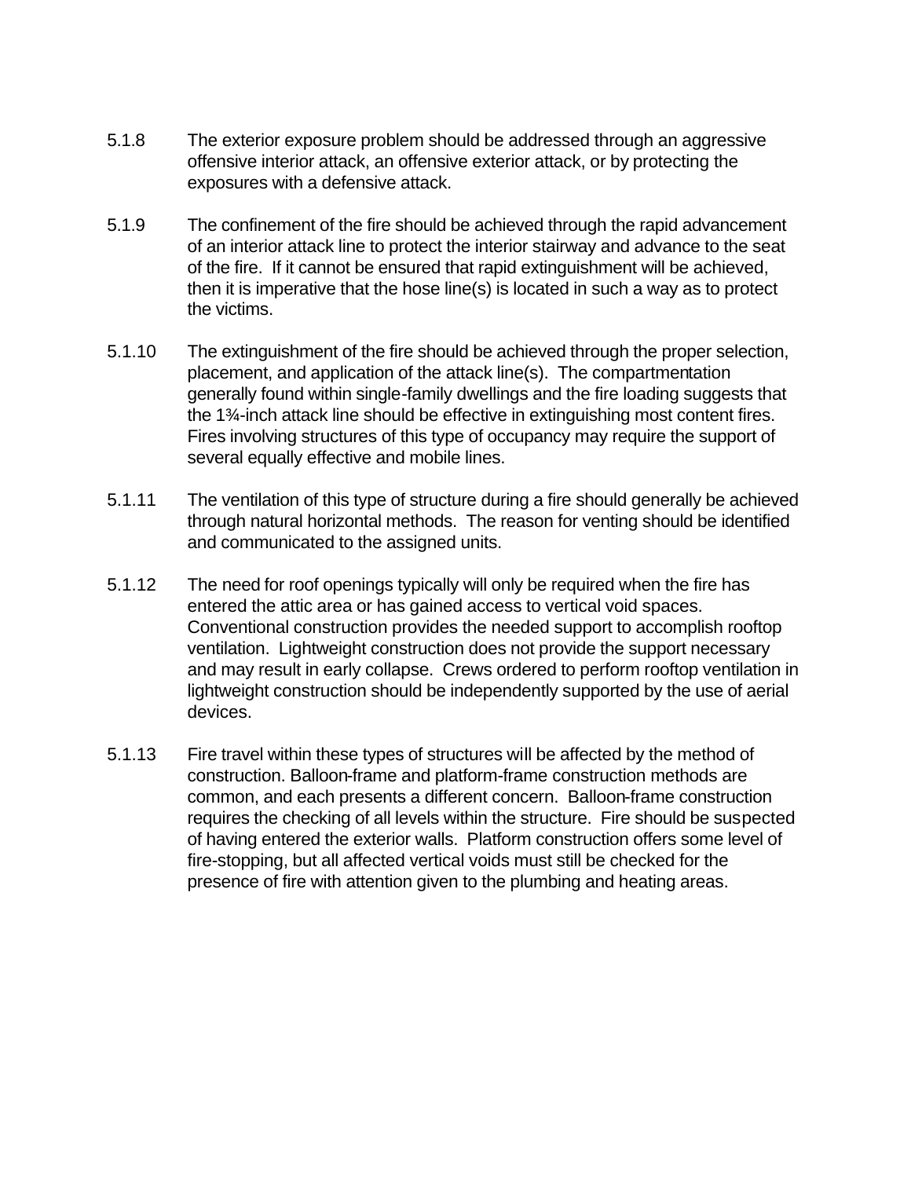5.1.8 The exterior exposure problem should be addressed through an aggressive offensive interior attack, an offensive exterior attack, or by protecting the exposures with a defensive attack.

5.1.9 The confinement of the fire should be achieved through the rapid advancement of an interior attack line to protect the interior stairway and advance to the seat of the fire. If it cannot be ensured that rapid extinguishment will be achieved, then it is imperative that the hose line(s) is located in such a way as to protect the victims.

5.1.10 The extinguishment of the fire should be achieved through the proper selection, placement, and application of the attack line(s). The compartmentation generally found within single-family dwellings and the fire loading suggests that the 1¾-inch attack line should be effective in extinguishing most content fires. Fires involving structures of this type of occupancy may require the support of several equally effective and mobile lines.

5.1.11 The ventilation of this type of structure during a fire should generally be achieved through natural horizontal methods. The reason for venting should be identified and communicated to the assigned units.

5.1.12 The need for roof openings typically will only be required when the fire has entered the attic area or has gained access to vertical void spaces. Conventional construction provides the needed support to accomplish rooftop ventilation. Lightweight construction does not provide the support necessary and may result in early collapse. Crews ordered to perform rooftop ventilation in lightweight construction should be independently supported by the use of aerial devices.

5.1.13 Fire travel within these types of structures will be affected by the method of construction. Balloon-frame and platform-frame construction methods are common, and each presents a different concern. Balloon-frame construction requires the checking of all levels within the structure. Fire should be suspected of having entered the exterior walls. Platform construction offers some level of fire-stopping, but all affected vertical voids must still be checked for the presence of fire with attention given to the plumbing and heating areas.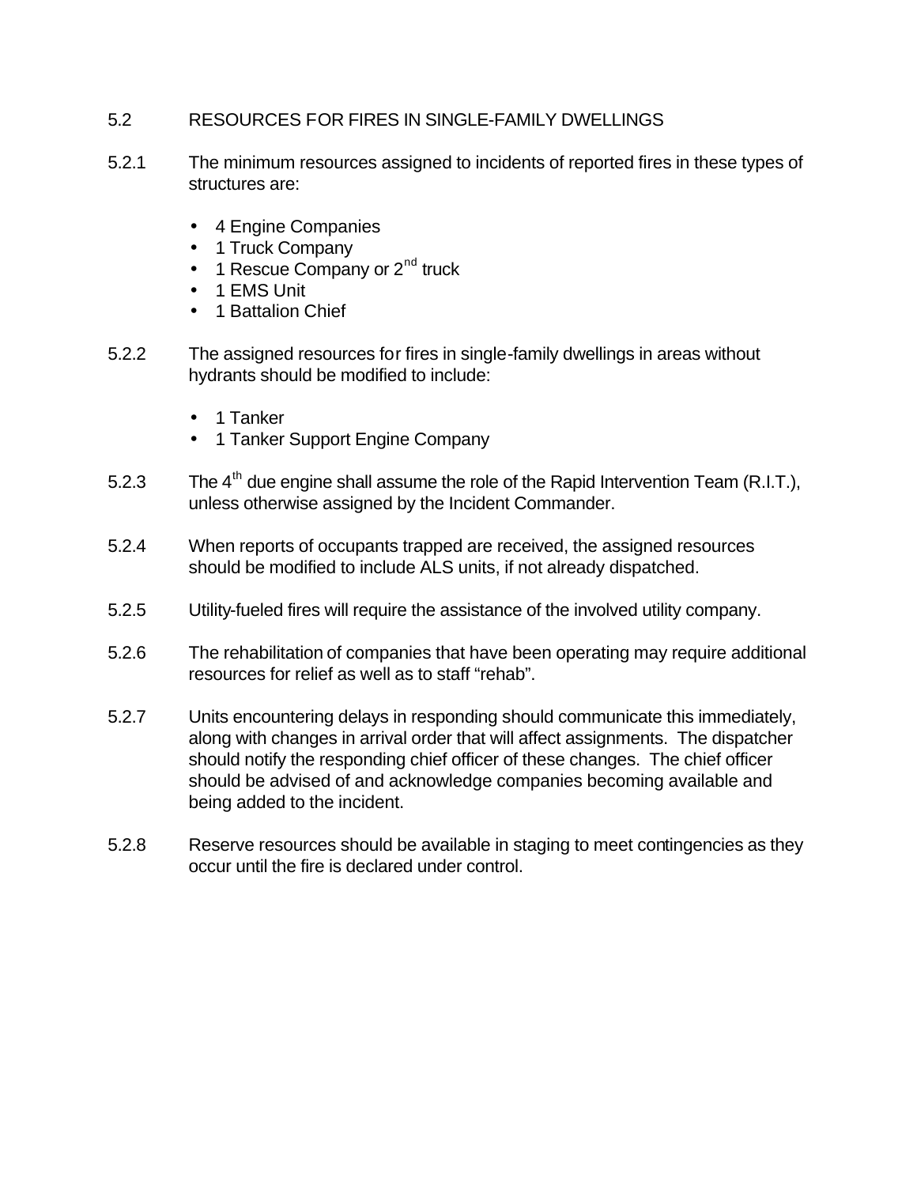## 5.2 RESOURCES FOR FIRES IN SINGLE-FAMILY DWELLINGS

5.2.1 The minimum resources assigned to incidents of reported fires in these types of structures are:

- 4 Engine Companies
- 1 Truck Company
- 1 Rescue Company or 2nd truck
- 1 EMS Unit
- 1 Battalion Chief

5.2.2 The assigned resources for fires in single-family dwellings in areas without hydrants should be modified to include:

- 1 Tanker
- 1 Tanker Support Engine Company

5.2.3 The 4th due engine shall assume the role of the Rapid Intervention Team (R.I.T.), unless otherwise assigned by the Incident Commander.

5.2.4 When reports of occupants trapped are received, the assigned resources should be modified to include ALS units, if not already dispatched.

5.2.5 Utility-fueled fires will require the assistance of the involved utility company.

5.2.6 The rehabilitation of companies that have been operating may require additional resources for relief as well as to staff "rehab".

5.2.7 Units encountering delays in responding should communicate this immediately, along with changes in arrival order that will affect assignments. The dispatcher should notify the responding chief officer of these changes. The chief officer should be advised of and acknowledge companies becoming available and being added to the incident.

5.2.8 Reserve resources should be available in staging to meet contingencies as they occur until the fire is declared under control.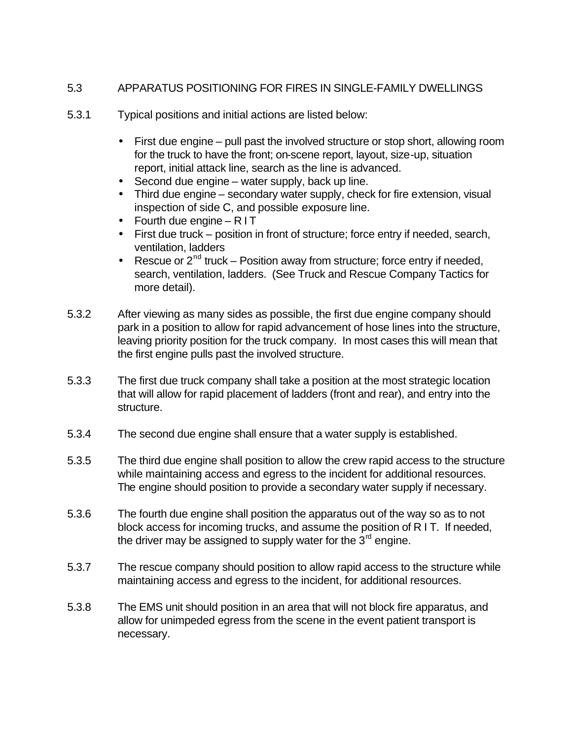## 5.3 APPARATUS POSITIONING FOR FIRES IN SINGLE-FAMILY DWELLINGS

5.3.1 Typical positions and initial actions are listed below:

- First due engine – pull past the involved structure or stop short, allowing room for the truck to have the front; on-scene report, layout, size-up, situation report, initial attack line, search as the line is advanced.
- Second due engine – water supply, back up line.
- Third due engine – secondary water supply, check for fire extension, visual inspection of side C, and possible exposure line.
- Fourth due engine – R I T
- First due truck – position in front of structure; force entry if needed, search, ventilation, ladders
- Rescue or 2nd truck – Position away from structure; force entry if needed, search, ventilation, ladders. (See Truck and Rescue Company Tactics for more detail).

5.3.2 After viewing as many sides as possible, the first due engine company should park in a position to allow for rapid advancement of hose lines into the structure, leaving priority position for the truck company. In most cases this will mean that the first engine pulls past the involved structure.

5.3.3 The first due truck company shall take a position at the most strategic location that will allow for rapid placement of ladders (front and rear), and entry into the structure.

5.3.4 The second due engine shall ensure that a water supply is established.

5.3.5 The third due engine shall position to allow the crew rapid access to the structure while maintaining access and egress to the incident for additional resources. The engine should position to provide a secondary water supply if necessary.

5.3.6 The fourth due engine shall position the apparatus out of the way so as to not block access for incoming trucks, and assume the position of R I T. If needed, the driver may be assigned to supply water for the 3rd engine.

5.3.7 The rescue company should position to allow rapid access to the structure while maintaining access and egress to the incident, for additional resources.

5.3.8 The EMS unit should position in an area that will not block fire apparatus, and allow for unimpeded egress from the scene in the event patient transport is necessary.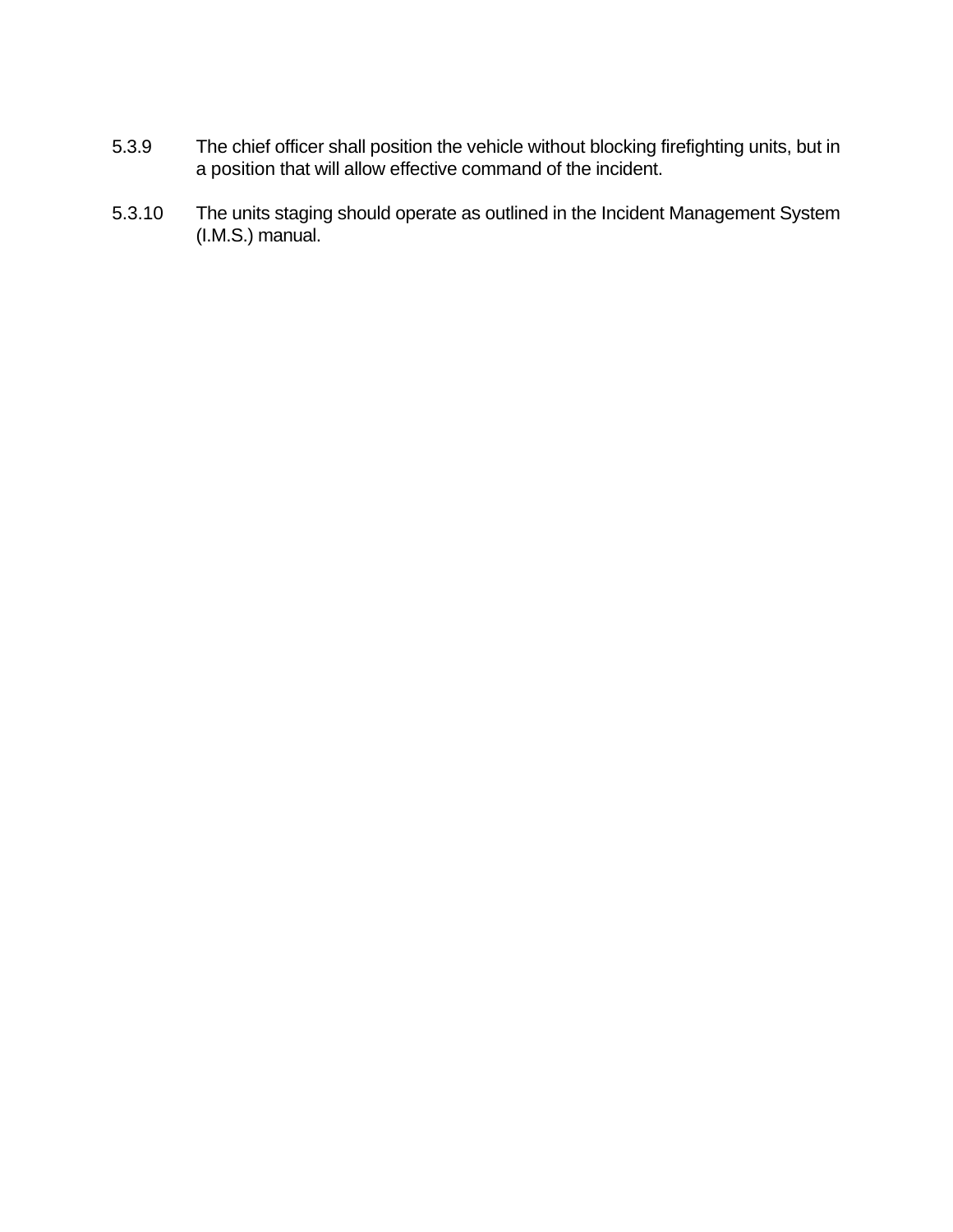5.3.9 The chief officer shall position the vehicle without blocking firefighting units, but in a position that will allow effective command of the incident.

5.3.10 The units staging should operate as outlined in the Incident Management System (I.M.S.) manual.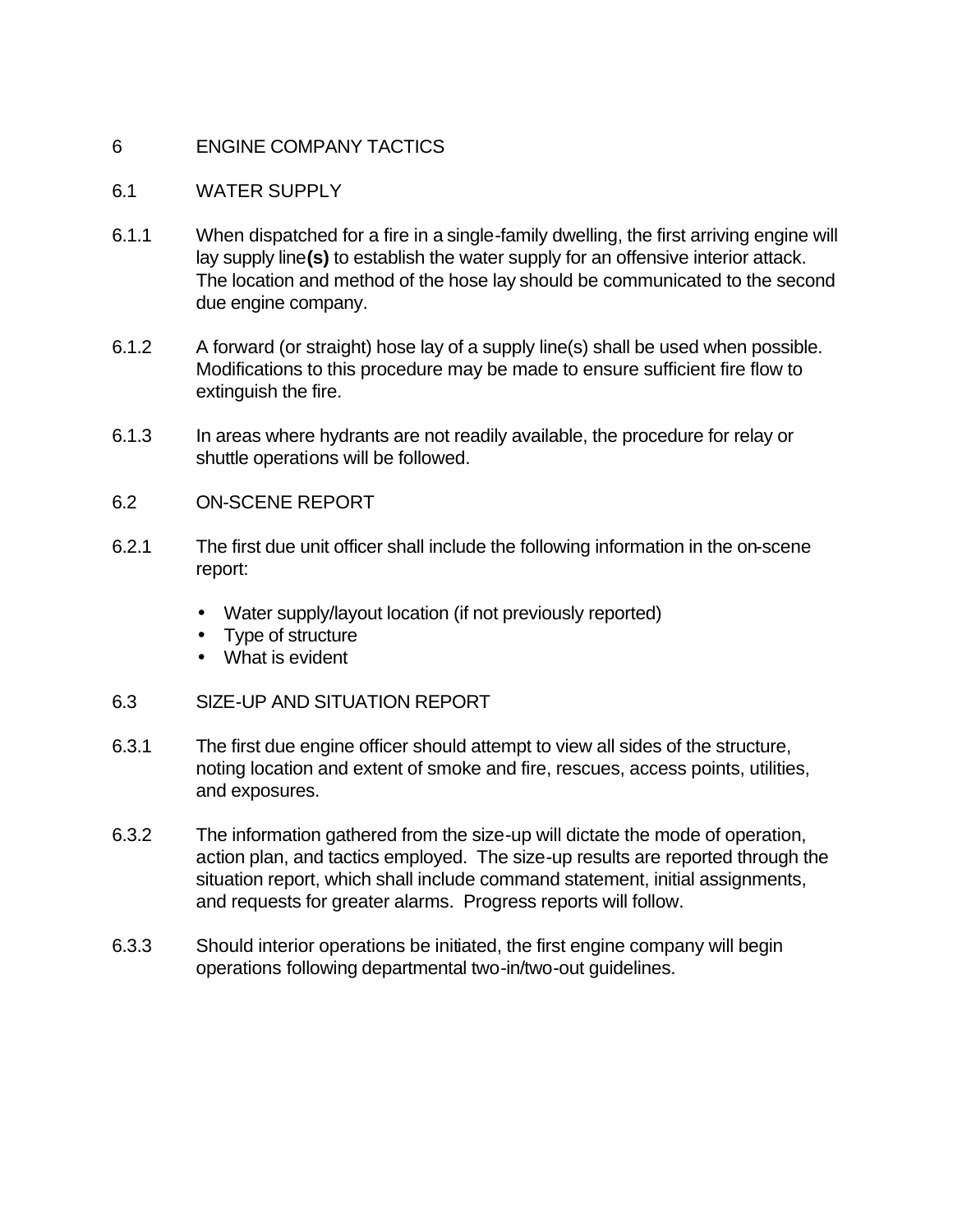# 6 ENGINE COMPANY TACTICS

## 6.1 WATER SUPPLY

6.1.1 When dispatched for a fire in a single-family dwelling, the first arriving engine will lay supply line**(s)** to establish the water supply for an offensive interior attack. The location and method of the hose lay should be communicated to the second due engine company.

6.1.2 A forward (or straight) hose lay of a supply line(s) shall be used when possible. Modifications to this procedure may be made to ensure sufficient fire flow to extinguish the fire.

6.1.3 In areas where hydrants are not readily available, the procedure for relay or shuttle operations will be followed.

## 6.2 ON-SCENE REPORT

6.2.1 The first due unit officer shall include the following information in the on-scene report:

- Water supply/layout location (if not previously reported)
- Type of structure
- What is evident

## 6.3 SIZE-UP AND SITUATION REPORT

6.3.1 The first due engine officer should attempt to view all sides of the structure, noting location and extent of smoke and fire, rescues, access points, utilities, and exposures.

6.3.2 The information gathered from the size-up will dictate the mode of operation, action plan, and tactics employed. The size-up results are reported through the situation report, which shall include command statement, initial assignments, and requests for greater alarms. Progress reports will follow.

6.3.3 Should interior operations be initiated, the first engine company will begin operations following departmental two-in/two-out guidelines.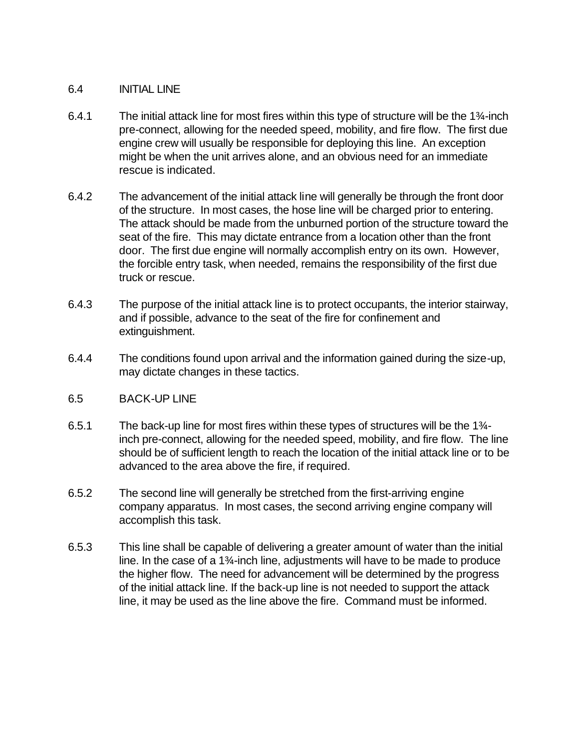## 6.4 INITIAL LINE

6.4.1 The initial attack line for most fires within this type of structure will be the 1¾-inch pre-connect, allowing for the needed speed, mobility, and fire flow. The first due engine crew will usually be responsible for deploying this line. An exception might be when the unit arrives alone, and an obvious need for an immediate rescue is indicated.

6.4.2 The advancement of the initial attack line will generally be through the front door of the structure. In most cases, the hose line will be charged prior to entering. The attack should be made from the unburned portion of the structure toward the seat of the fire. This may dictate entrance from a location other than the front door. The first due engine will normally accomplish entry on its own. However, the forcible entry task, when needed, remains the responsibility of the first due truck or rescue.

6.4.3 The purpose of the initial attack line is to protect occupants, the interior stairway, and if possible, advance to the seat of the fire for confinement and extinguishment.

6.4.4 The conditions found upon arrival and the information gained during the size-up, may dictate changes in these tactics.

## 6.5 BACK-UP LINE

6.5.1 The back-up line for most fires within these types of structures will be the 1¾-inch pre-connect, allowing for the needed speed, mobility, and fire flow. The line should be of sufficient length to reach the location of the initial attack line or to be advanced to the area above the fire, if required.

6.5.2 The second line will generally be stretched from the first-arriving engine company apparatus. In most cases, the second arriving engine company will accomplish this task.

6.5.3 This line shall be capable of delivering a greater amount of water than the initial line. In the case of a 1¾-inch line, adjustments will have to be made to produce the higher flow. The need for advancement will be determined by the progress of the initial attack line. If the back-up line is not needed to support the attack line, it may be used as the line above the fire. Command must be informed.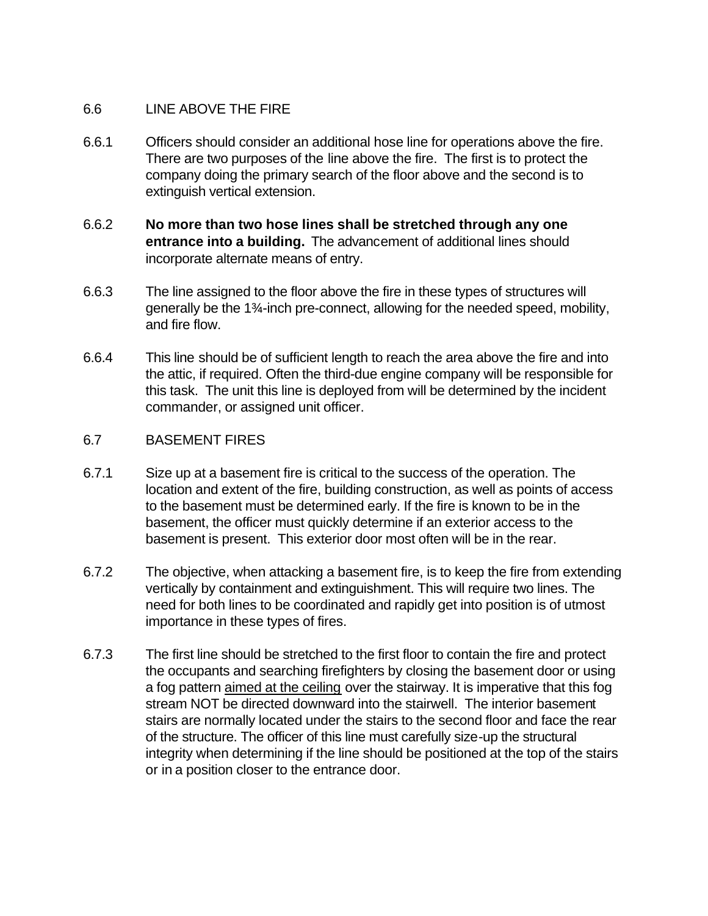## 6.6 LINE ABOVE THE FIRE

6.6.1 Officers should consider an additional hose line for operations above the fire. There are two purposes of the line above the fire. The first is to protect the company doing the primary search of the floor above and the second is to extinguish vertical extension.

6.6.2 **No more than two hose lines shall be stretched through any one entrance into a building.** The advancement of additional lines should incorporate alternate means of entry.

6.6.3 The line assigned to the floor above the fire in these types of structures will generally be the 1¾-inch pre-connect, allowing for the needed speed, mobility, and fire flow.

6.6.4 This line should be of sufficient length to reach the area above the fire and into the attic, if required. Often the third-due engine company will be responsible for this task. The unit this line is deployed from will be determined by the incident commander, or assigned unit officer.

## 6.7 BASEMENT FIRES

6.7.1 Size up at a basement fire is critical to the success of the operation. The location and extent of the fire, building construction, as well as points of access to the basement must be determined early. If the fire is known to be in the basement, the officer must quickly determine if an exterior access to the basement is present. This exterior door most often will be in the rear.

6.7.2 The objective, when attacking a basement fire, is to keep the fire from extending vertically by containment and extinguishment. This will require two lines. The need for both lines to be coordinated and rapidly get into position is of utmost importance in these types of fires.

6.7.3 The first line should be stretched to the first floor to contain the fire and protect the occupants and searching firefighters by closing the basement door or using a fog pattern aimed at the ceiling over the stairway. It is imperative that this fog stream NOT be directed downward into the stairwell. The interior basement stairs are normally located under the stairs to the second floor and face the rear of the structure. The officer of this line must carefully size-up the structural integrity when determining if the line should be positioned at the top of the stairs or in a position closer to the entrance door.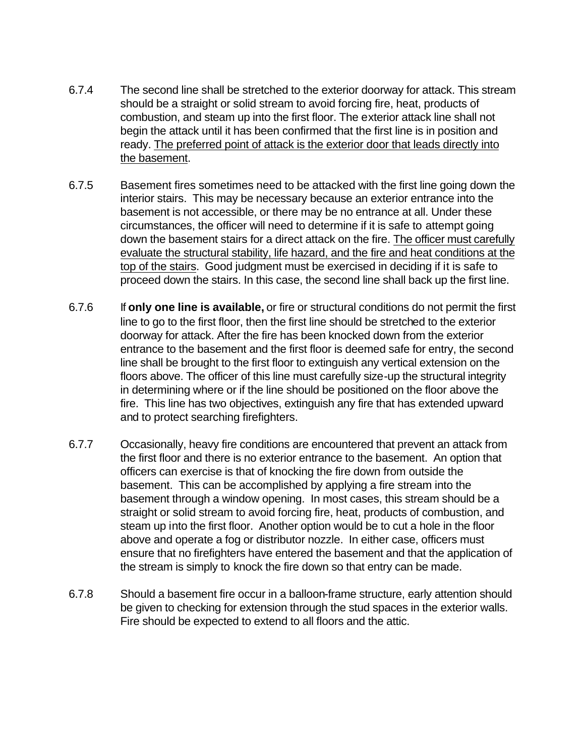6.7.4 The second line shall be stretched to the exterior doorway for attack. This stream should be a straight or solid stream to avoid forcing fire, heat, products of combustion, and steam up into the first floor. The exterior attack line shall not begin the attack until it has been confirmed that the first line is in position and ready. <u>The preferred point of attack is the exterior door that leads directly into the basement</u>.

6.7.5 Basement fires sometimes need to be attacked with the first line going down the interior stairs. This may be necessary because an exterior entrance into the basement is not accessible, or there may be no entrance at all. Under these circumstances, the officer will need to determine if it is safe to attempt going down the basement stairs for a direct attack on the fire. <u>The officer must carefully evaluate the structural stability, life hazard, and the fire and heat conditions at the top of the stairs</u>. Good judgment must be exercised in deciding if it is safe to proceed down the stairs. In this case, the second line shall back up the first line.

6.7.6 If **only one line is available,** or fire or structural conditions do not permit the first line to go to the first floor, then the first line should be stretched to the exterior doorway for attack. After the fire has been knocked down from the exterior entrance to the basement and the first floor is deemed safe for entry, the second line shall be brought to the first floor to extinguish any vertical extension on the floors above. The officer of this line must carefully size-up the structural integrity in determining where or if the line should be positioned on the floor above the fire. This line has two objectives, extinguish any fire that has extended upward and to protect searching firefighters.

6.7.7 Occasionally, heavy fire conditions are encountered that prevent an attack from the first floor and there is no exterior entrance to the basement. An option that officers can exercise is that of knocking the fire down from outside the basement. This can be accomplished by applying a fire stream into the basement through a window opening. In most cases, this stream should be a straight or solid stream to avoid forcing fire, heat, products of combustion, and steam up into the first floor. Another option would be to cut a hole in the floor above and operate a fog or distributor nozzle. In either case, officers must ensure that no firefighters have entered the basement and that the application of the stream is simply to knock the fire down so that entry can be made.

6.7.8 Should a basement fire occur in a balloon-frame structure, early attention should be given to checking for extension through the stud spaces in the exterior walls. Fire should be expected to extend to all floors and the attic.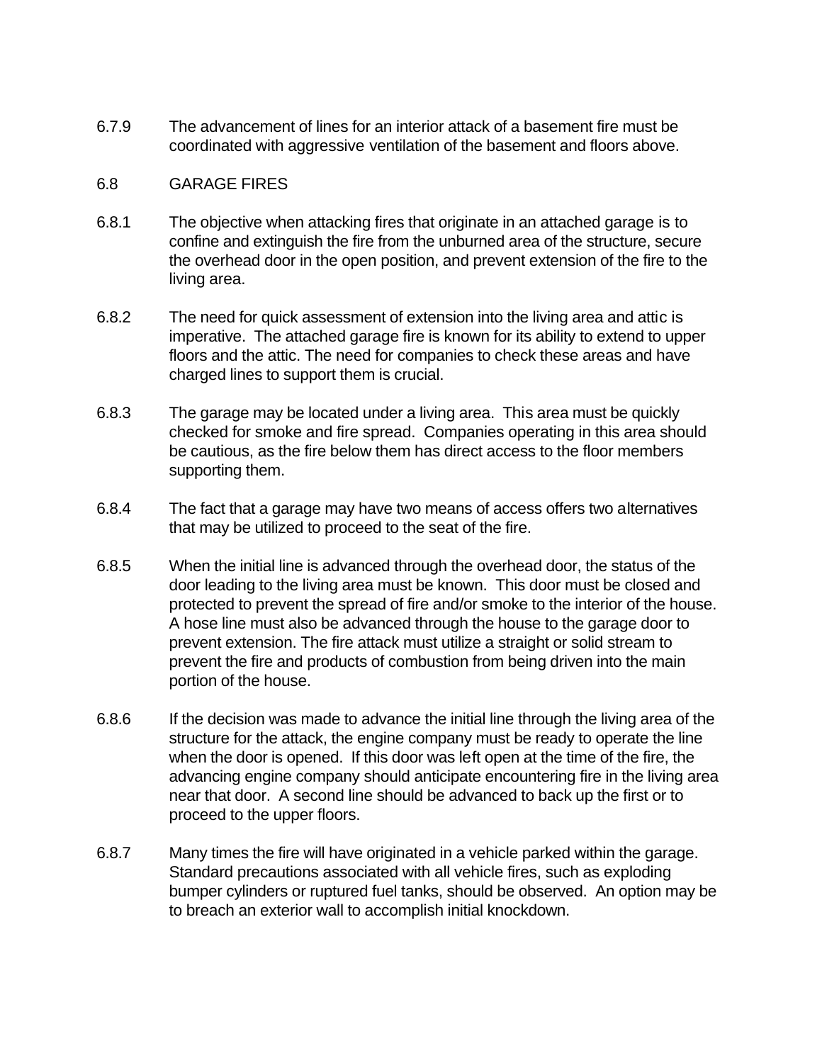6.7.9 The advancement of lines for an interior attack of a basement fire must be coordinated with aggressive ventilation of the basement and floors above.

## 6.8 GARAGE FIRES

6.8.1 The objective when attacking fires that originate in an attached garage is to confine and extinguish the fire from the unburned area of the structure, secure the overhead door in the open position, and prevent extension of the fire to the living area.

6.8.2 The need for quick assessment of extension into the living area and attic is imperative. The attached garage fire is known for its ability to extend to upper floors and the attic. The need for companies to check these areas and have charged lines to support them is crucial.

6.8.3 The garage may be located under a living area. This area must be quickly checked for smoke and fire spread. Companies operating in this area should be cautious, as the fire below them has direct access to the floor members supporting them.

6.8.4 The fact that a garage may have two means of access offers two alternatives that may be utilized to proceed to the seat of the fire.

6.8.5 When the initial line is advanced through the overhead door, the status of the door leading to the living area must be known. This door must be closed and protected to prevent the spread of fire and/or smoke to the interior of the house. A hose line must also be advanced through the house to the garage door to prevent extension. The fire attack must utilize a straight or solid stream to prevent the fire and products of combustion from being driven into the main portion of the house.

6.8.6 If the decision was made to advance the initial line through the living area of the structure for the attack, the engine company must be ready to operate the line when the door is opened. If this door was left open at the time of the fire, the advancing engine company should anticipate encountering fire in the living area near that door. A second line should be advanced to back up the first or to proceed to the upper floors.

6.8.7 Many times the fire will have originated in a vehicle parked within the garage. Standard precautions associated with all vehicle fires, such as exploding bumper cylinders or ruptured fuel tanks, should be observed. An option may be to breach an exterior wall to accomplish initial knockdown.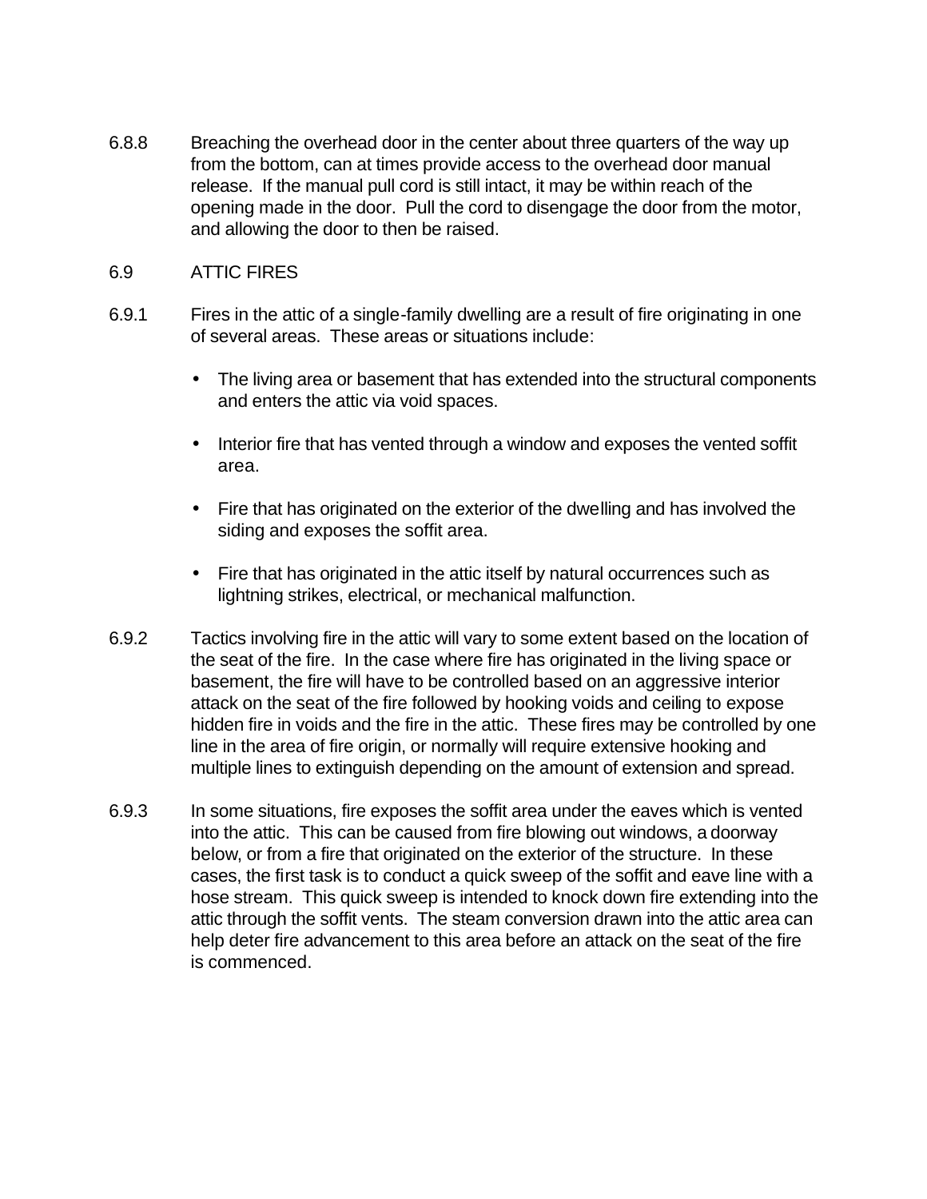6.8.8 Breaching the overhead door in the center about three quarters of the way up from the bottom, can at times provide access to the overhead door manual release. If the manual pull cord is still intact, it may be within reach of the opening made in the door. Pull the cord to disengage the door from the motor, and allowing the door to then be raised.

## 6.9 ATTIC FIRES

6.9.1 Fires in the attic of a single-family dwelling are a result of fire originating in one of several areas. These areas or situations include:

- The living area or basement that has extended into the structural components and enters the attic via void spaces.
- Interior fire that has vented through a window and exposes the vented soffit area.
- Fire that has originated on the exterior of the dwelling and has involved the siding and exposes the soffit area.
- Fire that has originated in the attic itself by natural occurrences such as lightning strikes, electrical, or mechanical malfunction.

6.9.2 Tactics involving fire in the attic will vary to some extent based on the location of the seat of the fire. In the case where fire has originated in the living space or basement, the fire will have to be controlled based on an aggressive interior attack on the seat of the fire followed by hooking voids and ceiling to expose hidden fire in voids and the fire in the attic. These fires may be controlled by one line in the area of fire origin, or normally will require extensive hooking and multiple lines to extinguish depending on the amount of extension and spread.

6.9.3 In some situations, fire exposes the soffit area under the eaves which is vented into the attic. This can be caused from fire blowing out windows, a doorway below, or from a fire that originated on the exterior of the structure. In these cases, the first task is to conduct a quick sweep of the soffit and eave line with a hose stream. This quick sweep is intended to knock down fire extending into the attic through the soffit vents. The steam conversion drawn into the attic area can help deter fire advancement to this area before an attack on the seat of the fire is commenced.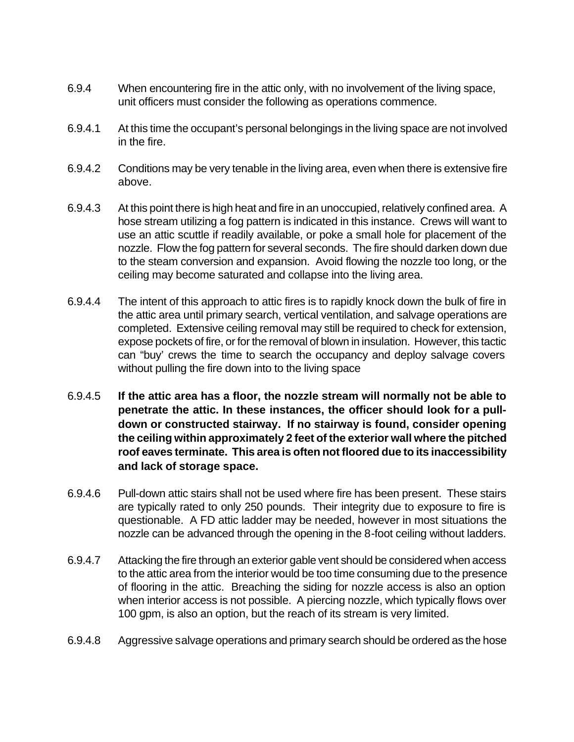6.9.4 When encountering fire in the attic only, with no involvement of the living space, unit officers must consider the following as operations commence.

6.9.4.1 At this time the occupant's personal belongings in the living space are not involved in the fire.

6.9.4.2 Conditions may be very tenable in the living area, even when there is extensive fire above.

6.9.4.3 At this point there is high heat and fire in an unoccupied, relatively confined area. A hose stream utilizing a fog pattern is indicated in this instance. Crews will want to use an attic scuttle if readily available, or poke a small hole for placement of the nozzle. Flow the fog pattern for several seconds. The fire should darken down due to the steam conversion and expansion. Avoid flowing the nozzle too long, or the ceiling may become saturated and collapse into the living area.

6.9.4.4 The intent of this approach to attic fires is to rapidly knock down the bulk of fire in the attic area until primary search, vertical ventilation, and salvage operations are completed. Extensive ceiling removal may still be required to check for extension, expose pockets of fire, or for the removal of blown in insulation. However, this tactic can "buy' crews the time to search the occupancy and deploy salvage covers without pulling the fire down into to the living space

6.9.4.5 **If the attic area has a floor, the nozzle stream will normally not be able to penetrate the attic. In these instances, the officer should look for a pull-down or constructed stairway. If no stairway is found, consider opening the ceiling within approximately 2 feet of the exterior wall where the pitched roof eaves terminate. This area is often not floored due to its inaccessibility and lack of storage space.**

6.9.4.6 Pull-down attic stairs shall not be used where fire has been present. These stairs are typically rated to only 250 pounds. Their integrity due to exposure to fire is questionable. A FD attic ladder may be needed, however in most situations the nozzle can be advanced through the opening in the 8-foot ceiling without ladders.

6.9.4.7 Attacking the fire through an exterior gable vent should be considered when access to the attic area from the interior would be too time consuming due to the presence of flooring in the attic. Breaching the siding for nozzle access is also an option when interior access is not possible. A piercing nozzle, which typically flows over 100 gpm, is also an option, but the reach of its stream is very limited.

6.9.4.8 Aggressive salvage operations and primary search should be ordered as the hose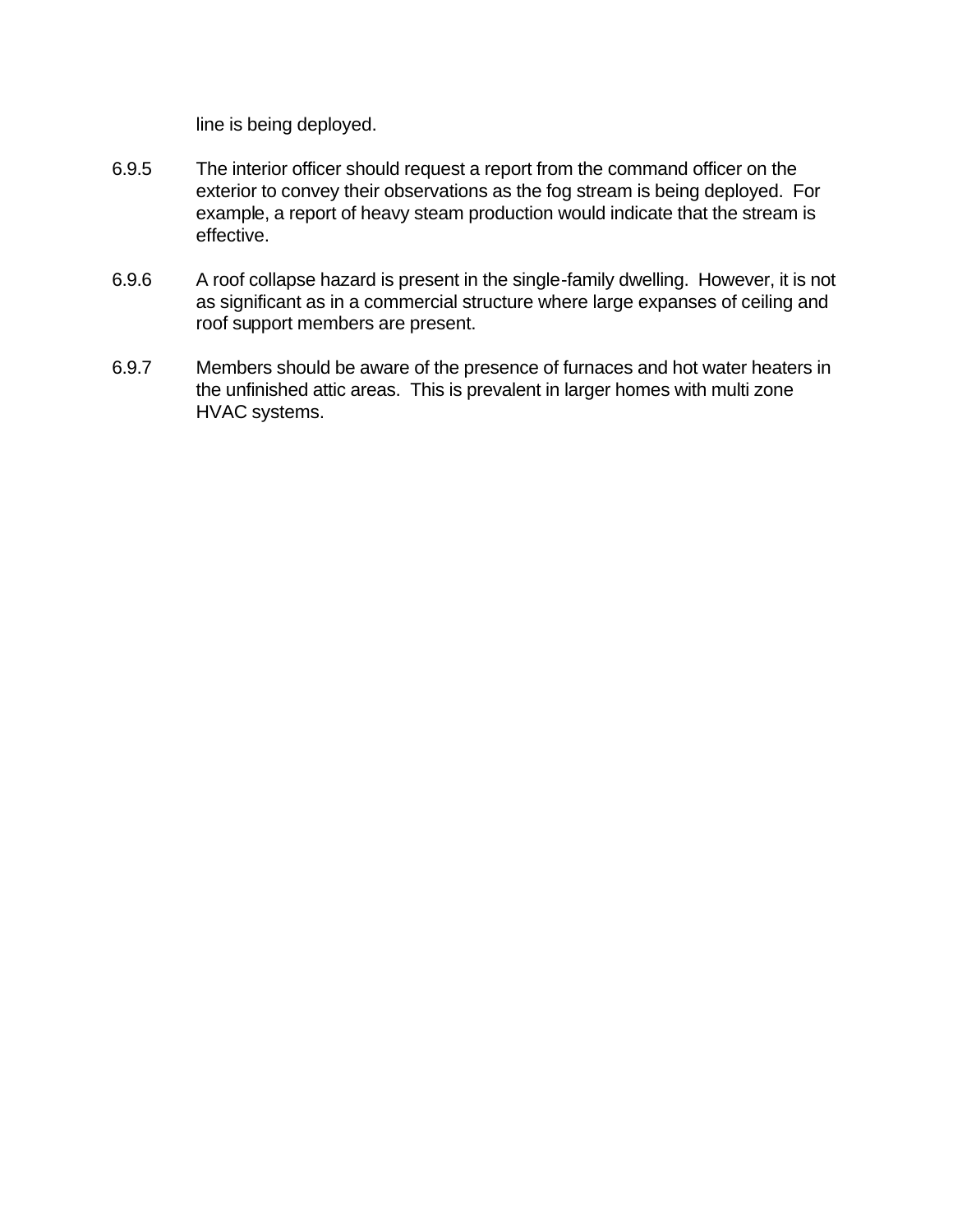line is being deployed.

6.9.5 The interior officer should request a report from the command officer on the exterior to convey their observations as the fog stream is being deployed. For example, a report of heavy steam production would indicate that the stream is effective.

6.9.6 A roof collapse hazard is present in the single-family dwelling. However, it is not as significant as in a commercial structure where large expanses of ceiling and roof support members are present.

6.9.7 Members should be aware of the presence of furnaces and hot water heaters in the unfinished attic areas. This is prevalent in larger homes with multi zone HVAC systems.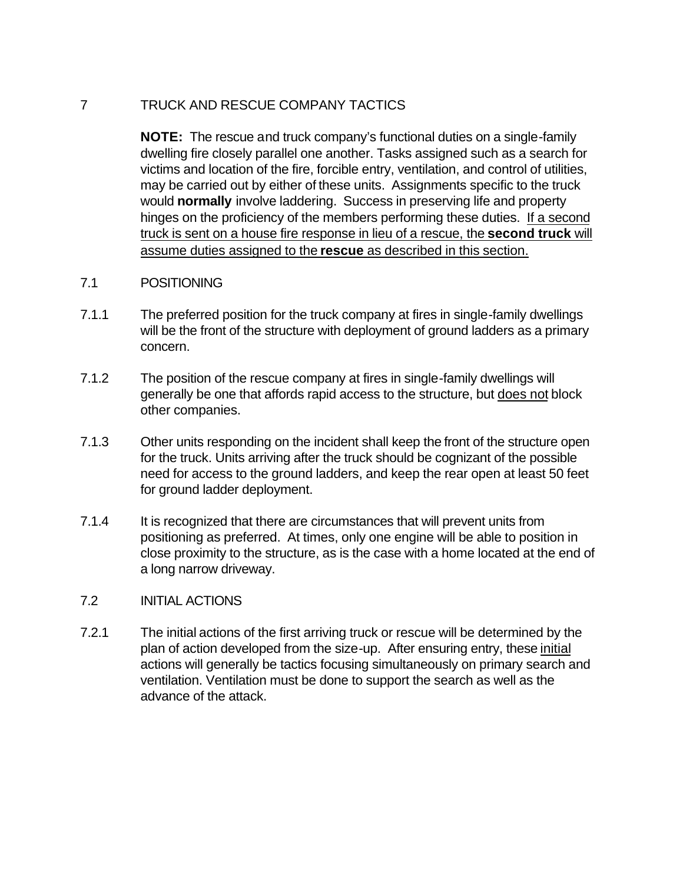# 7 TRUCK AND RESCUE COMPANY TACTICS

**NOTE:** The rescue and truck company's functional duties on a single-family dwelling fire closely parallel one another. Tasks assigned such as a search for victims and location of the fire, forcible entry, ventilation, and control of utilities, may be carried out by either of these units. Assignments specific to the truck would **normally** involve laddering. Success in preserving life and property hinges on the proficiency of the members performing these duties. <u>If a second truck is sent on a house fire response in lieu of a rescue, the **second truck** will assume duties assigned to the **rescue** as described in this section.</u>

## 7.1 POSITIONING

7.1.1 The preferred position for the truck company at fires in single-family dwellings will be the front of the structure with deployment of ground ladders as a primary concern.

7.1.2 The position of the rescue company at fires in single-family dwellings will generally be one that affords rapid access to the structure, but <u>does not</u> block other companies.

7.1.3 Other units responding on the incident shall keep the front of the structure open for the truck. Units arriving after the truck should be cognizant of the possible need for access to the ground ladders, and keep the rear open at least 50 feet for ground ladder deployment.

7.1.4 It is recognized that there are circumstances that will prevent units from positioning as preferred. At times, only one engine will be able to position in close proximity to the structure, as is the case with a home located at the end of a long narrow driveway.

## 7.2 INITIAL ACTIONS

7.2.1 The initial actions of the first arriving truck or rescue will be determined by the plan of action developed from the size-up. After ensuring entry, these <u>initial</u> actions will generally be tactics focusing simultaneously on primary search and ventilation. Ventilation must be done to support the search as well as the advance of the attack.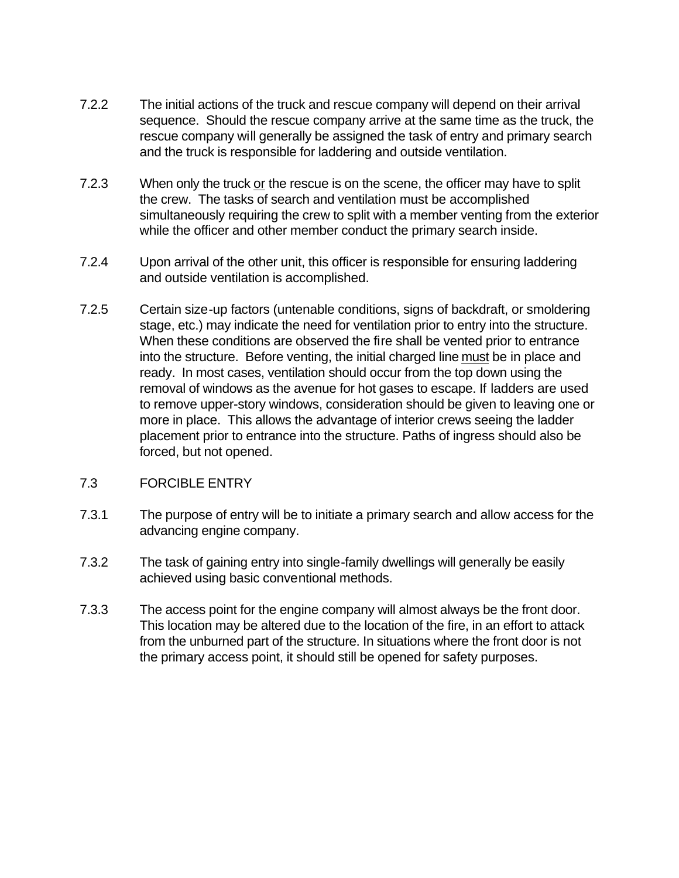7.2.2 The initial actions of the truck and rescue company will depend on their arrival sequence. Should the rescue company arrive at the same time as the truck, the rescue company will generally be assigned the task of entry and primary search and the truck is responsible for laddering and outside ventilation.

7.2.3 When only the truck <u>or</u> the rescue is on the scene, the officer may have to split the crew. The tasks of search and ventilation must be accomplished simultaneously requiring the crew to split with a member venting from the exterior while the officer and other member conduct the primary search inside.

7.2.4 Upon arrival of the other unit, this officer is responsible for ensuring laddering and outside ventilation is accomplished.

7.2.5 Certain size-up factors (untenable conditions, signs of backdraft, or smoldering stage, etc.) may indicate the need for ventilation prior to entry into the structure. When these conditions are observed the fire shall be vented prior to entrance into the structure. Before venting, the initial charged line <u>must</u> be in place and ready. In most cases, ventilation should occur from the top down using the removal of windows as the avenue for hot gases to escape. If ladders are used to remove upper-story windows, consideration should be given to leaving one or more in place. This allows the advantage of interior crews seeing the ladder placement prior to entrance into the structure. Paths of ingress should also be forced, but not opened.

## 7.3 FORCIBLE ENTRY

7.3.1 The purpose of entry will be to initiate a primary search and allow access for the advancing engine company.

7.3.2 The task of gaining entry into single-family dwellings will generally be easily achieved using basic conventional methods.

7.3.3 The access point for the engine company will almost always be the front door. This location may be altered due to the location of the fire, in an effort to attack from the unburned part of the structure. In situations where the front door is not the primary access point, it should still be opened for safety purposes.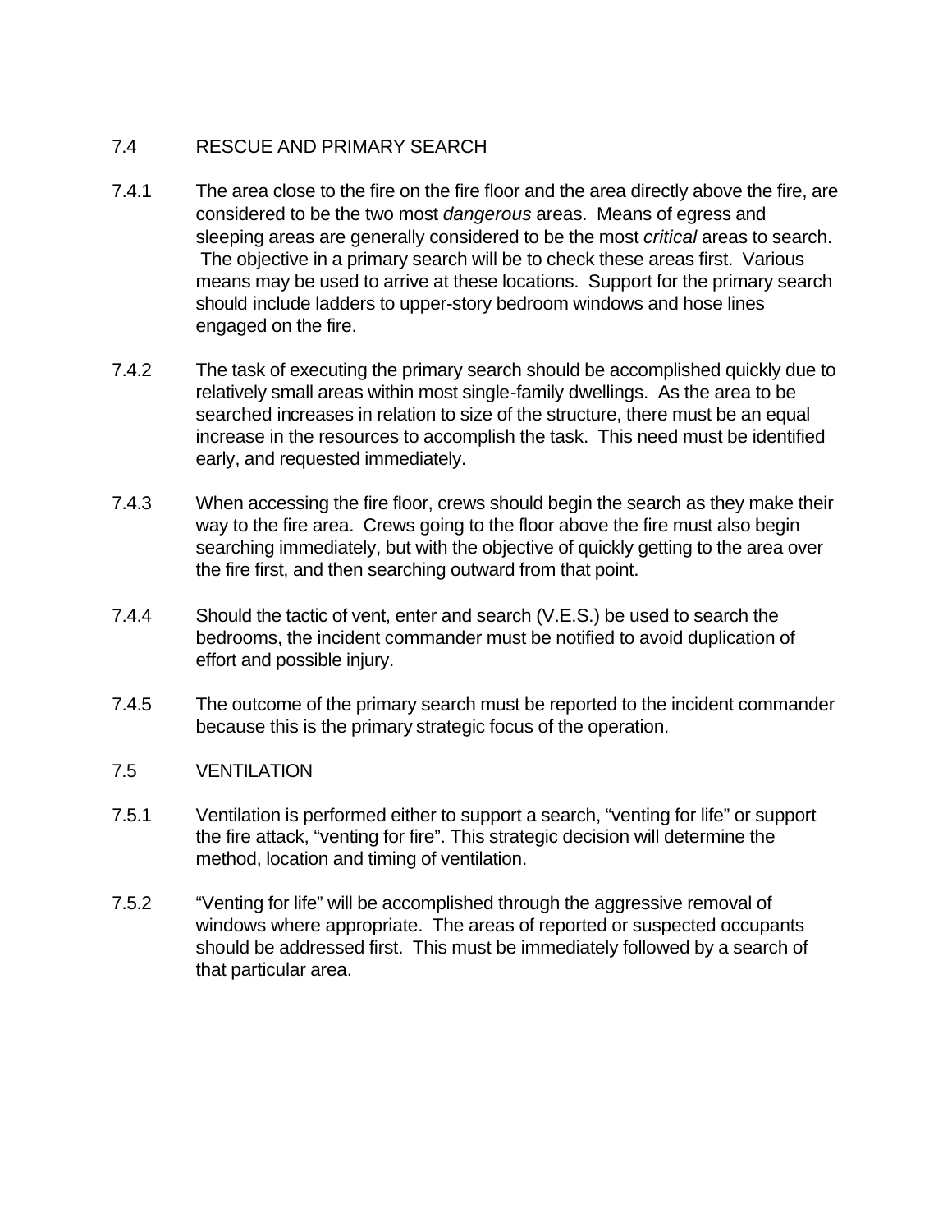## 7.4 RESCUE AND PRIMARY SEARCH

7.4.1 The area close to the fire on the fire floor and the area directly above the fire, are considered to be the two most *dangerous* areas. Means of egress and sleeping areas are generally considered to be the most *critical* areas to search. The objective in a primary search will be to check these areas first. Various means may be used to arrive at these locations. Support for the primary search should include ladders to upper-story bedroom windows and hose lines engaged on the fire.

7.4.2 The task of executing the primary search should be accomplished quickly due to relatively small areas within most single-family dwellings. As the area to be searched increases in relation to size of the structure, there must be an equal increase in the resources to accomplish the task. This need must be identified early, and requested immediately.

7.4.3 When accessing the fire floor, crews should begin the search as they make their way to the fire area. Crews going to the floor above the fire must also begin searching immediately, but with the objective of quickly getting to the area over the fire first, and then searching outward from that point.

7.4.4 Should the tactic of vent, enter and search (V.E.S.) be used to search the bedrooms, the incident commander must be notified to avoid duplication of effort and possible injury.

7.4.5 The outcome of the primary search must be reported to the incident commander because this is the primary strategic focus of the operation.

## 7.5 VENTILATION

7.5.1 Ventilation is performed either to support a search, “venting for life” or support the fire attack, “venting for fire”. This strategic decision will determine the method, location and timing of ventilation.

7.5.2 “Venting for life” will be accomplished through the aggressive removal of windows where appropriate. The areas of reported or suspected occupants should be addressed first. This must be immediately followed by a search of that particular area.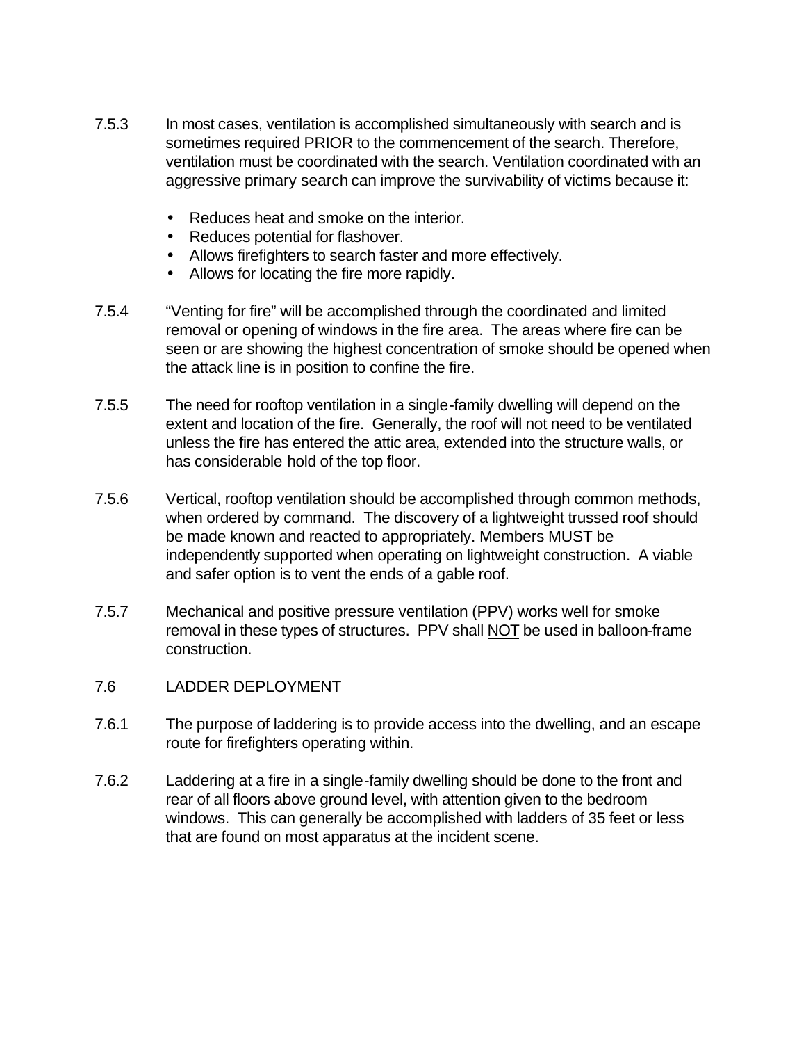7.5.3 In most cases, ventilation is accomplished simultaneously with search and is sometimes required PRIOR to the commencement of the search. Therefore, ventilation must be coordinated with the search. Ventilation coordinated with an aggressive primary search can improve the survivability of victims because it:

- Reduces heat and smoke on the interior.
- Reduces potential for flashover.
- Allows firefighters to search faster and more effectively.
- Allows for locating the fire more rapidly.

7.5.4 "Venting for fire" will be accomplished through the coordinated and limited removal or opening of windows in the fire area. The areas where fire can be seen or are showing the highest concentration of smoke should be opened when the attack line is in position to confine the fire.

7.5.5 The need for rooftop ventilation in a single-family dwelling will depend on the extent and location of the fire. Generally, the roof will not need to be ventilated unless the fire has entered the attic area, extended into the structure walls, or has considerable hold of the top floor.

7.5.6 Vertical, rooftop ventilation should be accomplished through common methods, when ordered by command. The discovery of a lightweight trussed roof should be made known and reacted to appropriately. Members MUST be independently supported when operating on lightweight construction. A viable and safer option is to vent the ends of a gable roof.

7.5.7 Mechanical and positive pressure ventilation (PPV) works well for smoke removal in these types of structures. PPV shall <u>NOT</u> be used in balloon-frame construction.

## 7.6 LADDER DEPLOYMENT

7.6.1 The purpose of laddering is to provide access into the dwelling, and an escape route for firefighters operating within.

7.6.2 Laddering at a fire in a single-family dwelling should be done to the front and rear of all floors above ground level, with attention given to the bedroom windows. This can generally be accomplished with ladders of 35 feet or less that are found on most apparatus at the incident scene.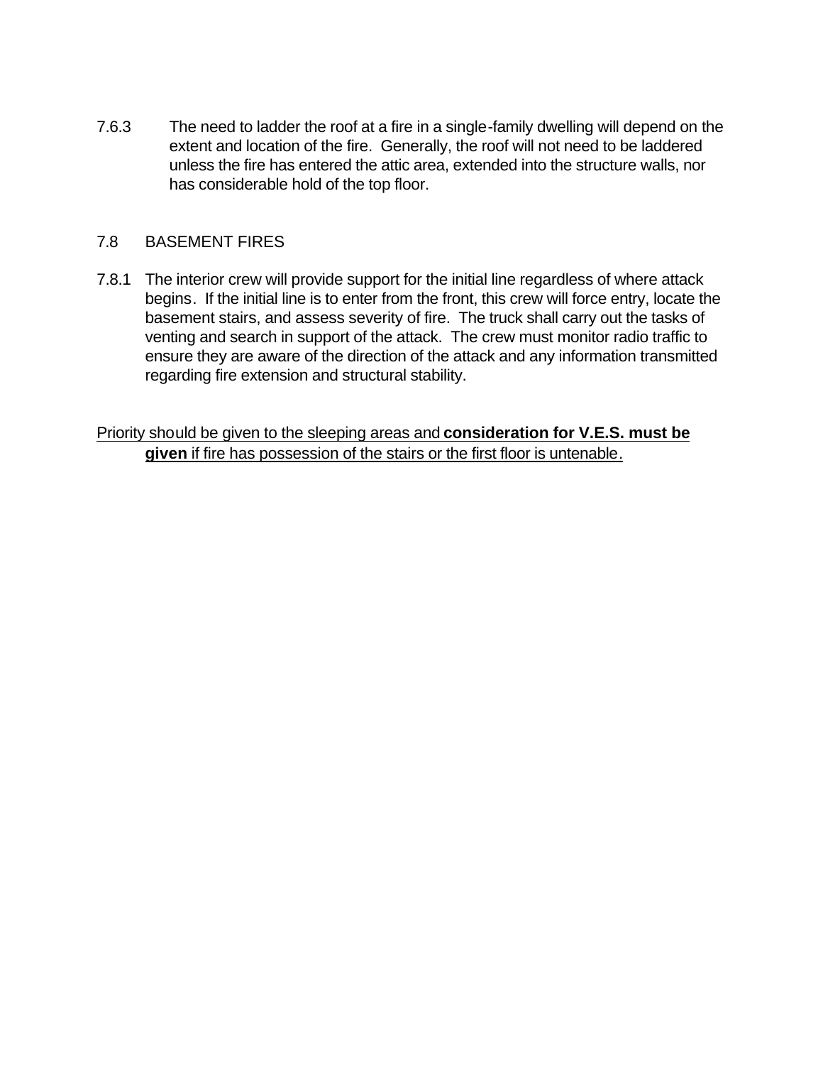7.6.3 The need to ladder the roof at a fire in a single-family dwelling will depend on the extent and location of the fire. Generally, the roof will not need to be laddered unless the fire has entered the attic area, extended into the structure walls, nor has considerable hold of the top floor.

## 7.8 BASEMENT FIRES

7.8.1 The interior crew will provide support for the initial line regardless of where attack begins. If the initial line is to enter from the front, this crew will force entry, locate the basement stairs, and assess severity of fire. The truck shall carry out the tasks of venting and search in support of the attack. The crew must monitor radio traffic to ensure they are aware of the direction of the attack and any information transmitted regarding fire extension and structural stability.

<u>Priority should be given to the sleeping areas and **consideration for V.E.S. must be given** if fire has possession of the stairs or the first floor is untenable.</u>